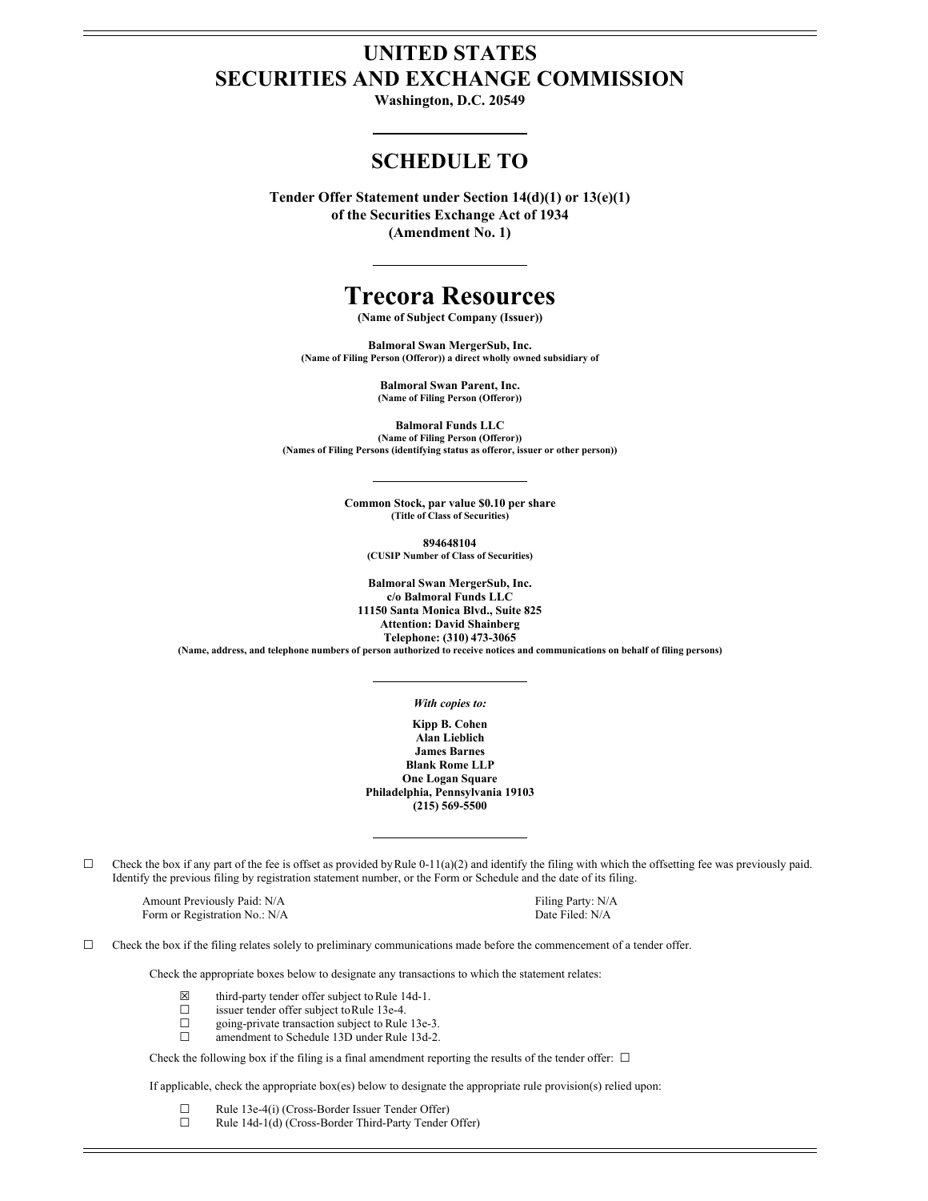# UNITED STATES
# SECURITIES AND EXCHANGE COMMISSION

**Washington, D.C. 20549**

---

## SCHEDULE TO

**Tender Offer Statement under Section 14(d)(1) or 13(e)(1)**
**of the Securities Exchange Act of 1934**
**(Amendment No. 1)**

---

# Trecora Resources

**(Name of Subject Company (Issuer))**

**Balmoral Swan MergerSub, Inc.**
**(Name of Filing Person (Offeror)) a direct wholly owned subsidiary of**

**Balmoral Swan Parent, Inc.**
**(Name of Filing Person (Offeror))**

**Balmoral Funds LLC**
**(Name of Filing Person (Offeror))**
**(Names of Filing Persons (identifying status as offeror, issuer or other person))**

---

**Common Stock, par value $0.10 per share**
**(Title of Class of Securities)**

**894648104**
**(CUSIP Number of Class of Securities)**

**Balmoral Swan MergerSub, Inc.**
**c/o Balmoral Funds LLC**
**11150 Santa Monica Blvd., Suite 825**
**Attention: David Shainberg**
**Telephone: (310) 473-3065**
**(Name, address, and telephone numbers of person authorized to receive notices and communications on behalf of filing persons)**

---

*With copies to:*

**Kipp B. Cohen**
**Alan Lieblich**
**James Barnes**
**Blank Rome LLP**
**One Logan Square**
**Philadelphia, Pennsylvania 19103**
**(215) 569-5500**

---

☐ Check the box if any part of the fee is offset as provided by Rule 0-11(a)(2) and identify the filing with which the offsetting fee was previously paid. Identify the previous filing by registration statement number, or the Form or Schedule and the date of its filing.

| | |
|---|---|
| Amount Previously Paid: N/A | Filing Party: N/A |
| Form or Registration No.: N/A | Date Filed: N/A |

☐ Check the box if the filing relates solely to preliminary communications made before the commencement of a tender offer.

Check the appropriate boxes below to designate any transactions to which the statement relates:

- ☒ third-party tender offer subject to Rule 14d-1.
- ☐ issuer tender offer subject to Rule 13e-4.
- ☐ going-private transaction subject to Rule 13e-3.
- ☐ amendment to Schedule 13D under Rule 13d-2.

Check the following box if the filing is a final amendment reporting the results of the tender offer: ☐

If applicable, check the appropriate box(es) below to designate the appropriate rule provision(s) relied upon:

- ☐ Rule 13e-4(i) (Cross-Border Issuer Tender Offer)
- ☐ Rule 14d-1(d) (Cross-Border Third-Party Tender Offer)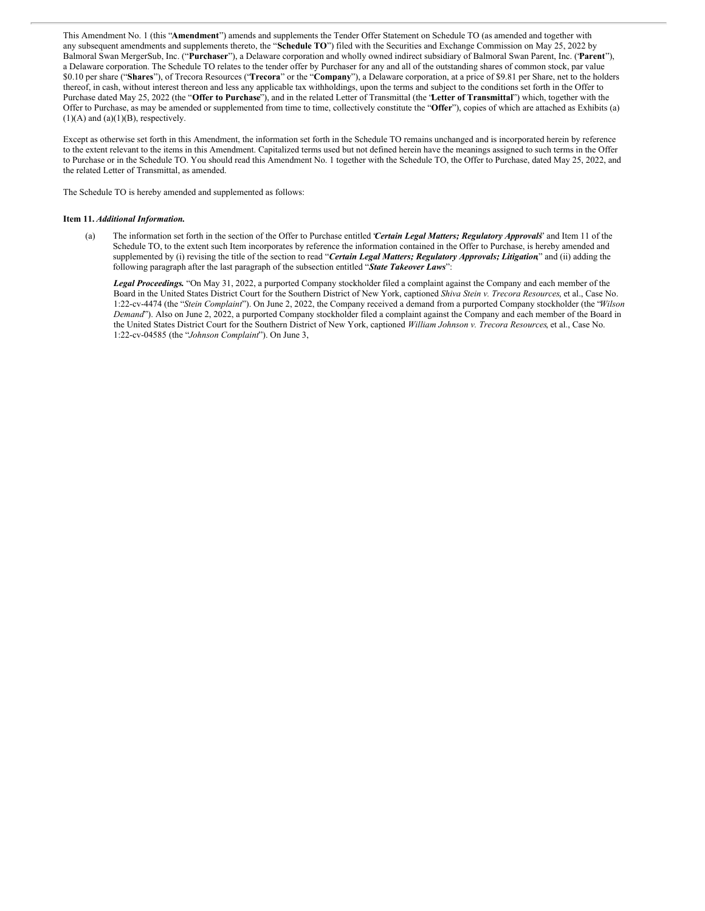This Amendment No. 1 (this "**Amendment**") amends and supplements the Tender Offer Statement on Schedule TO (as amended and together with any subsequent amendments and supplements thereto, the "**Schedule TO**") filed with the Securities and Exchange Commission on May 25, 2022 by Balmoral Swan MergerSub, Inc. ("**Purchaser**"), a Delaware corporation and wholly owned indirect subsidiary of Balmoral Swan Parent, Inc. ("**Parent**"), a Delaware corporation. The Schedule TO relates to the tender offer by Purchaser for any and all of the outstanding shares of common stock, par value $0.10 per share ("**Shares**"), of Trecora Resources ("**Trecora**" or the "**Company**"), a Delaware corporation, at a price of $9.81 per Share, net to the holders thereof, in cash, without interest thereon and less any applicable tax withholdings, upon the terms and subject to the conditions set forth in the Offer to Purchase dated May 25, 2022 (the "**Offer to Purchase**"), and in the related Letter of Transmittal (the "**Letter of Transmittal**") which, together with the Offer to Purchase, as may be amended or supplemented from time to time, collectively constitute the "**Offer**"), copies of which are attached as Exhibits (a)(1)(A) and (a)(1)(B), respectively.

Except as otherwise set forth in this Amendment, the information set forth in the Schedule TO remains unchanged and is incorporated herein by reference to the extent relevant to the items in this Amendment. Capitalized terms used but not defined herein have the meanings assigned to such terms in the Offer to Purchase or in the Schedule TO. You should read this Amendment No. 1 together with the Schedule TO, the Offer to Purchase, dated May 25, 2022, and the related Letter of Transmittal, as amended.

The Schedule TO is hereby amended and supplemented as follows:

**Item 11.** ***Additional Information.***

(a) The information set forth in the section of the Offer to Purchase entitled "***Certain Legal Matters; Regulatory Approvals***" and Item 11 of the Schedule TO, to the extent such Item incorporates by reference the information contained in the Offer to Purchase, is hereby amended and supplemented by (i) revising the title of the section to read "***Certain Legal Matters; Regulatory Approvals; Litigation***" and (ii) adding the following paragraph after the last paragraph of the subsection entitled "***State Takeover Laws***":

***Legal Proceedings.*** "On May 31, 2022, a purported Company stockholder filed a complaint against the Company and each member of the Board in the United States District Court for the Southern District of New York, captioned *Shiva Stein v. Trecora Resources*, et al., Case No. 1:22-cv-4474 (the "*Stein Complaint*"). On June 2, 2022, the Company received a demand from a purported Company stockholder (the "*Wilson Demand*"). Also on June 2, 2022, a purported Company stockholder filed a complaint against the Company and each member of the Board in the United States District Court for the Southern District of New York, captioned *William Johnson v. Trecora Resources*, et al., Case No. 1:22-cv-04585 (the "*Johnson Complaint*"). On June 3,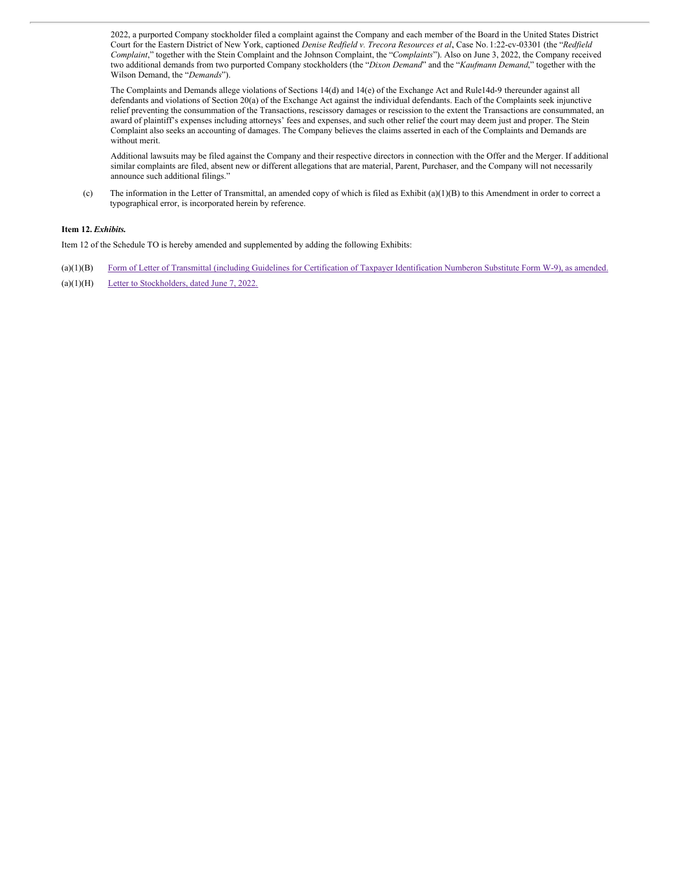2022, a purported Company stockholder filed a complaint against the Company and each member of the Board in the United States District Court for the Eastern District of New York, captioned *Denise Redfield v. Trecora Resources et al*, Case No. 1:22-cv-03301 (the "*Redfield Complaint*," together with the Stein Complaint and the Johnson Complaint, the "*Complaints*"). Also on June 3, 2022, the Company received two additional demands from two purported Company stockholders (the "*Dixon Demand*" and the "*Kaufmann Demand*," together with the Wilson Demand, the "*Demands*").

The Complaints and Demands allege violations of Sections 14(d) and 14(e) of the Exchange Act and Rule14d-9 thereunder against all defendants and violations of Section 20(a) of the Exchange Act against the individual defendants. Each of the Complaints seek injunctive relief preventing the consummation of the Transactions, rescissory damages or rescission to the extent the Transactions are consummated, an award of plaintiff's expenses including attorneys' fees and expenses, and such other relief the court may deem just and proper. The Stein Complaint also seeks an accounting of damages. The Company believes the claims asserted in each of the Complaints and Demands are without merit.

Additional lawsuits may be filed against the Company and their respective directors in connection with the Offer and the Merger. If additional similar complaints are filed, absent new or different allegations that are material, Parent, Purchaser, and the Company will not necessarily announce such additional filings."

(c) The information in the Letter of Transmittal, an amended copy of which is filed as Exhibit (a)(1)(B) to this Amendment in order to correct a typographical error, is incorporated herein by reference.

**Item 12. *Exhibits.***

Item 12 of the Schedule TO is hereby amended and supplemented by adding the following Exhibits:

| | |
|---|---|
| (a)(1)(B) | Form of Letter of Transmittal (including Guidelines for Certification of Taxpayer Identification Numberon Substitute Form W-9), as amended. |
| (a)(1)(H) | Letter to Stockholders, dated June 7, 2022. |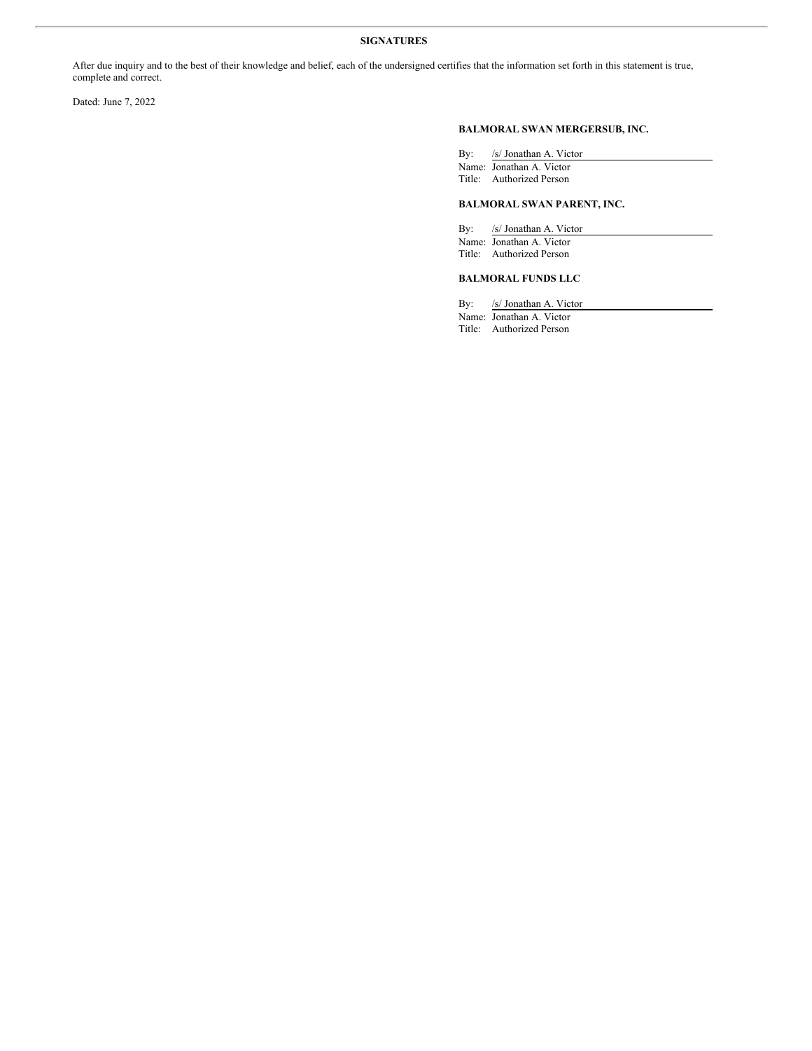**SIGNATURES**

After due inquiry and to the best of their knowledge and belief, each of the undersigned certifies that the information set forth in this statement is true, complete and correct.

Dated: June 7, 2022

**BALMORAL SWAN MERGERSUB, INC.**

By: /s/ Jonathan A. Victor
Name: Jonathan A. Victor
Title: Authorized Person

**BALMORAL SWAN PARENT, INC.**

By: /s/ Jonathan A. Victor
Name: Jonathan A. Victor
Title: Authorized Person

**BALMORAL FUNDS LLC**

By: /s/ Jonathan A. Victor
Name: Jonathan A. Victor
Title: Authorized Person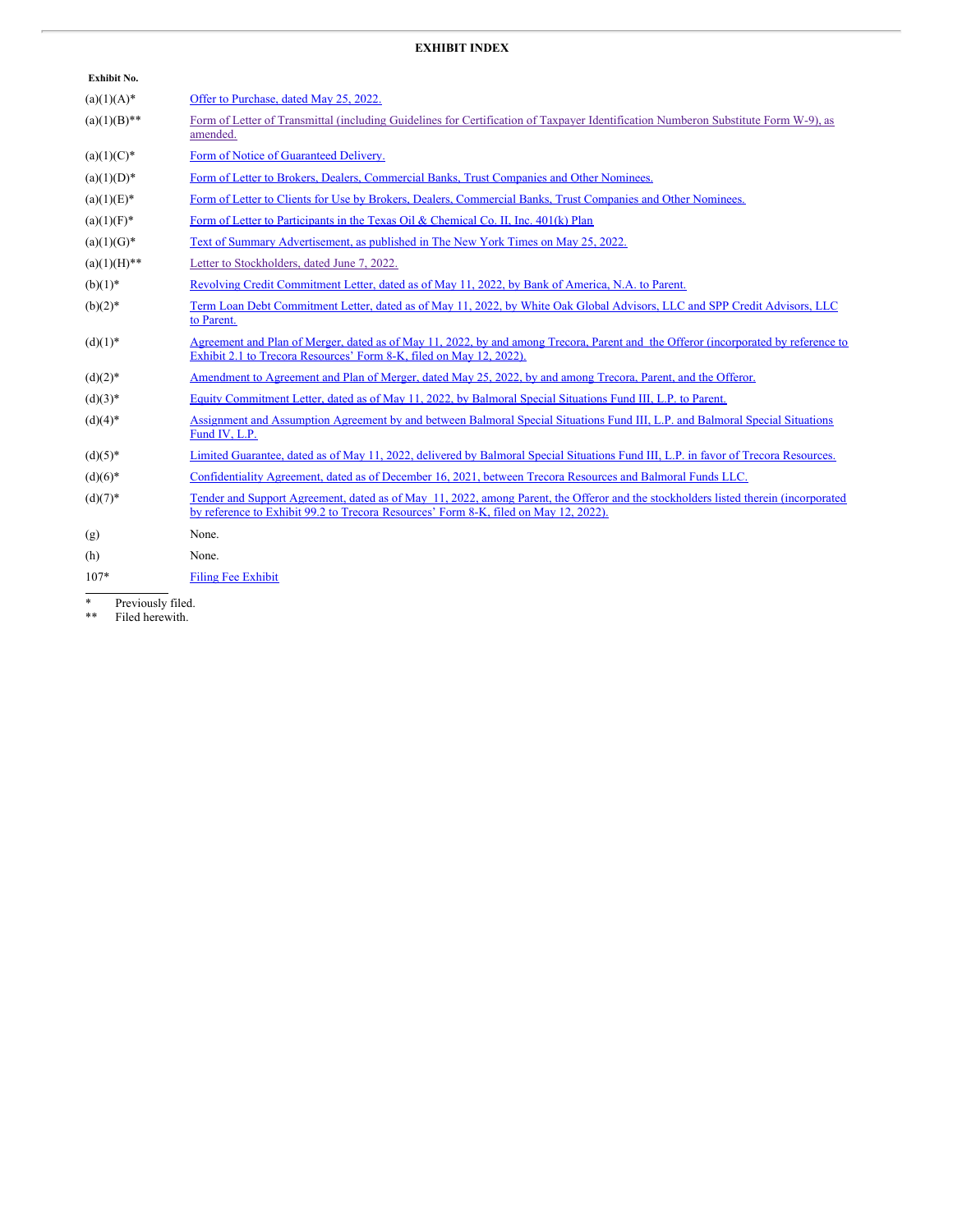**EXHIBIT INDEX**

| Exhibit No. | |
|---|---|
| (a)(1)(A)* | Offer to Purchase, dated May 25, 2022. |
| (a)(1)(B)** | Form of Letter of Transmittal (including Guidelines for Certification of Taxpayer Identification Numberon Substitute Form W-9), as amended. |
| (a)(1)(C)* | Form of Notice of Guaranteed Delivery. |
| (a)(1)(D)* | Form of Letter to Brokers, Dealers, Commercial Banks, Trust Companies and Other Nominees. |
| (a)(1)(E)* | Form of Letter to Clients for Use by Brokers, Dealers, Commercial Banks, Trust Companies and Other Nominees. |
| (a)(1)(F)* | Form of Letter to Participants in the Texas Oil & Chemical Co. II, Inc. 401(k) Plan |
| (a)(1)(G)* | Text of Summary Advertisement, as published in The New York Times on May 25, 2022. |
| (a)(1)(H)** | Letter to Stockholders, dated June 7, 2022. |
| (b)(1)* | Revolving Credit Commitment Letter, dated as of May 11, 2022, by Bank of America, N.A. to Parent. |
| (b)(2)* | Term Loan Debt Commitment Letter, dated as of May 11, 2022, by White Oak Global Advisors, LLC and SPP Credit Advisors, LLC to Parent. |
| (d)(1)* | Agreement and Plan of Merger, dated as of May 11, 2022, by and among Trecora, Parent and the Offeror (incorporated by reference to Exhibit 2.1 to Trecora Resources' Form 8-K, filed on May 12, 2022). |
| (d)(2)* | Amendment to Agreement and Plan of Merger, dated May 25, 2022, by and among Trecora, Parent, and the Offeror. |
| (d)(3)* | Equity Commitment Letter, dated as of May 11, 2022, by Balmoral Special Situations Fund III, L.P. to Parent. |
| (d)(4)* | Assignment and Assumption Agreement by and between Balmoral Special Situations Fund III, L.P. and Balmoral Special Situations Fund IV, L.P. |
| (d)(5)* | Limited Guarantee, dated as of May 11, 2022, delivered by Balmoral Special Situations Fund III, L.P. in favor of Trecora Resources. |
| (d)(6)* | Confidentiality Agreement, dated as of December 16, 2021, between Trecora Resources and Balmoral Funds LLC. |
| (d)(7)* | Tender and Support Agreement, dated as of May 11, 2022, among Parent, the Offeror and the stockholders listed therein (incorporated by reference to Exhibit 99.2 to Trecora Resources' Form 8-K, filed on May 12, 2022). |
| (g) | None. |
| (h) | None. |
| 107* | Filing Fee Exhibit |

\* Previously filed.

\*\* Filed herewith.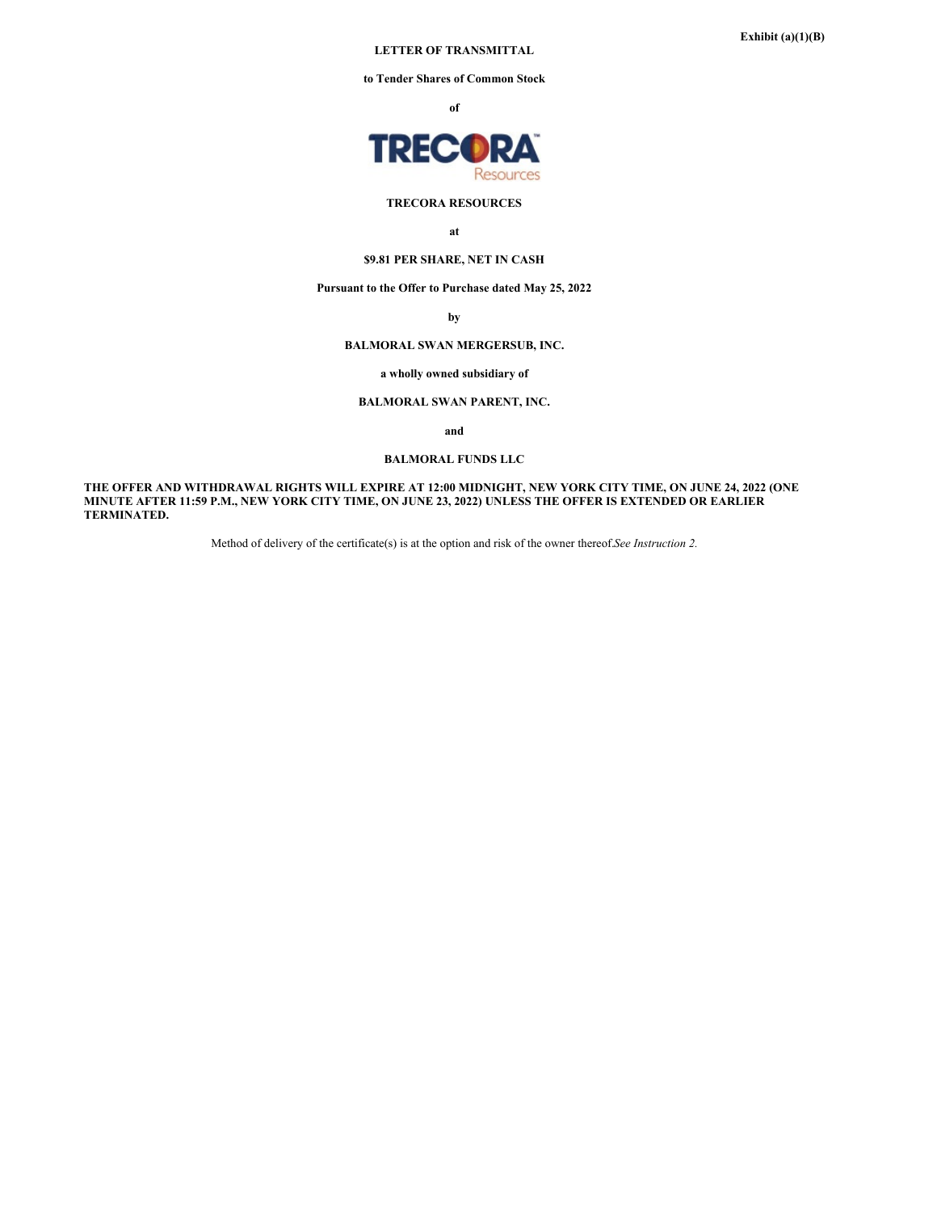**Exhibit (a)(1)(B)**

**LETTER OF TRANSMITTAL**

**to Tender Shares of Common Stock**

**of**

**TRECORA RESOURCES**

**at**

**$9.81 PER SHARE, NET IN CASH**

**Pursuant to the Offer to Purchase dated May 25, 2022**

**by**

**BALMORAL SWAN MERGERSUB, INC.**

**a wholly owned subsidiary of**

**BALMORAL SWAN PARENT, INC.**

**and**

**BALMORAL FUNDS LLC**

**THE OFFER AND WITHDRAWAL RIGHTS WILL EXPIRE AT 12:00 MIDNIGHT, NEW YORK CITY TIME, ON JUNE 24, 2022 (ONE MINUTE AFTER 11:59 P.M., NEW YORK CITY TIME, ON JUNE 23, 2022) UNLESS THE OFFER IS EXTENDED OR EARLIER TERMINATED.**

Method of delivery of the certificate(s) is at the option and risk of the owner thereof. *See Instruction 2.*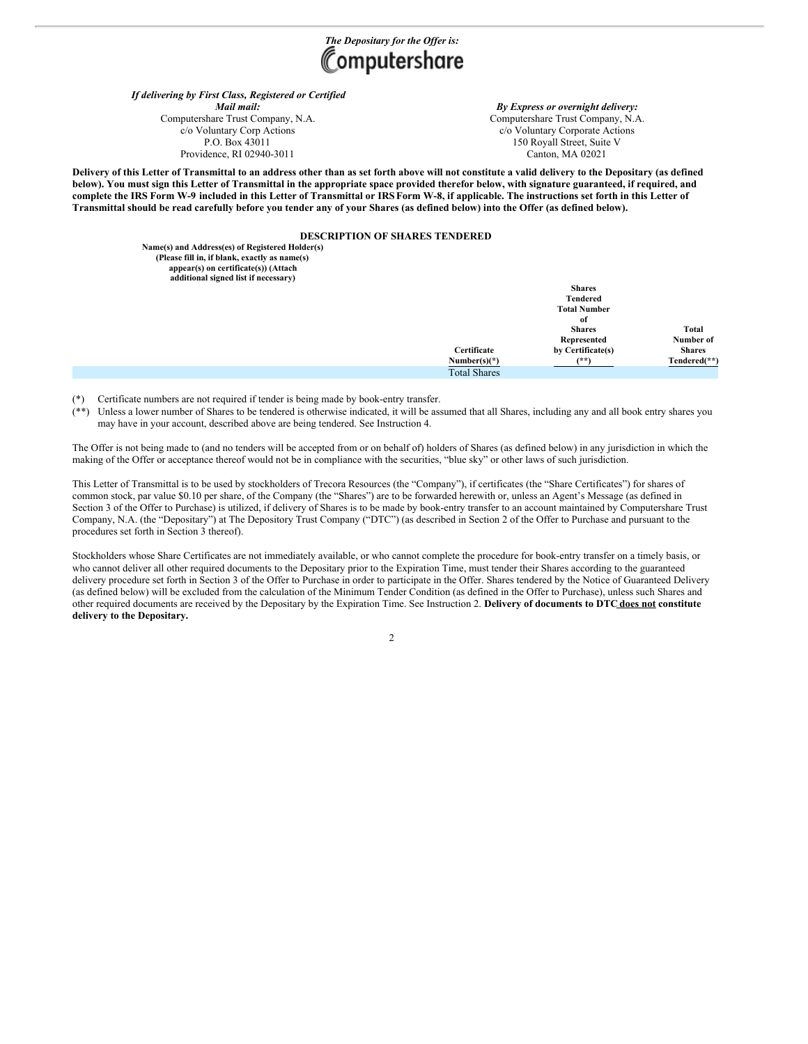*The Depositary for the Offer is:*

Computershare

*If delivering by First Class, Registered or Certified Mail mail:*
Computershare Trust Company, N.A.
c/o Voluntary Corp Actions
P.O. Box 43011
Providence, RI 02940-3011

*By Express or overnight delivery:*
Computershare Trust Company, N.A.
c/o Voluntary Corporate Actions
150 Royall Street, Suite V
Canton, MA 02021

**Delivery of this Letter of Transmittal to an address other than as set forth above will not constitute a valid delivery to the Depositary (as defined below). You must sign this Letter of Transmittal in the appropriate space provided therefor below, with signature guaranteed, if required, and complete the IRS Form W-9 included in this Letter of Transmittal or IRS Form W-8, if applicable. The instructions set forth in this Letter of Transmittal should be read carefully before you tender any of your Shares (as defined below) into the Offer (as defined below).**

**DESCRIPTION OF SHARES TENDERED**

| Name(s) and Address(es) of Registered Holder(s) (Please fill in, if blank, exactly as name(s) appear(s) on certificate(s)) (Attach additional signed list if necessary) | Shares Tendered | | |
|---|---|---|---|
| | Certificate Number(s)(*) | Total Number of Shares Represented by Certificate(s) (**) | Total Number of Shares Tendered(**) |
| | Total Shares | | |

(*) Certificate numbers are not required if tender is being made by book-entry transfer.

(**) Unless a lower number of Shares to be tendered is otherwise indicated, it will be assumed that all Shares, including any and all book entry shares you may have in your account, described above are being tendered. See Instruction 4.

The Offer is not being made to (and no tenders will be accepted from or on behalf of) holders of Shares (as defined below) in any jurisdiction in which the making of the Offer or acceptance thereof would not be in compliance with the securities, "blue sky" or other laws of such jurisdiction.

This Letter of Transmittal is to be used by stockholders of Trecora Resources (the "Company"), if certificates (the "Share Certificates") for shares of common stock, par value $0.10 per share, of the Company (the "Shares") are to be forwarded herewith or, unless an Agent's Message (as defined in Section 3 of the Offer to Purchase) is utilized, if delivery of Shares is to be made by book-entry transfer to an account maintained by Computershare Trust Company, N.A. (the "Depositary") at The Depository Trust Company ("DTC") (as described in Section 2 of the Offer to Purchase and pursuant to the procedures set forth in Section 3 thereof).

Stockholders whose Share Certificates are not immediately available, or who cannot complete the procedure for book-entry transfer on a timely basis, or who cannot deliver all other required documents to the Depositary prior to the Expiration Time, must tender their Shares according to the guaranteed delivery procedure set forth in Section 3 of the Offer to Purchase in order to participate in the Offer. Shares tendered by the Notice of Guaranteed Delivery (as defined below) will be excluded from the calculation of the Minimum Tender Condition (as defined in the Offer to Purchase), unless such Shares and other required documents are received by the Depositary by the Expiration Time. See Instruction 2. **Delivery of documents to DTC does not constitute delivery to the Depositary.**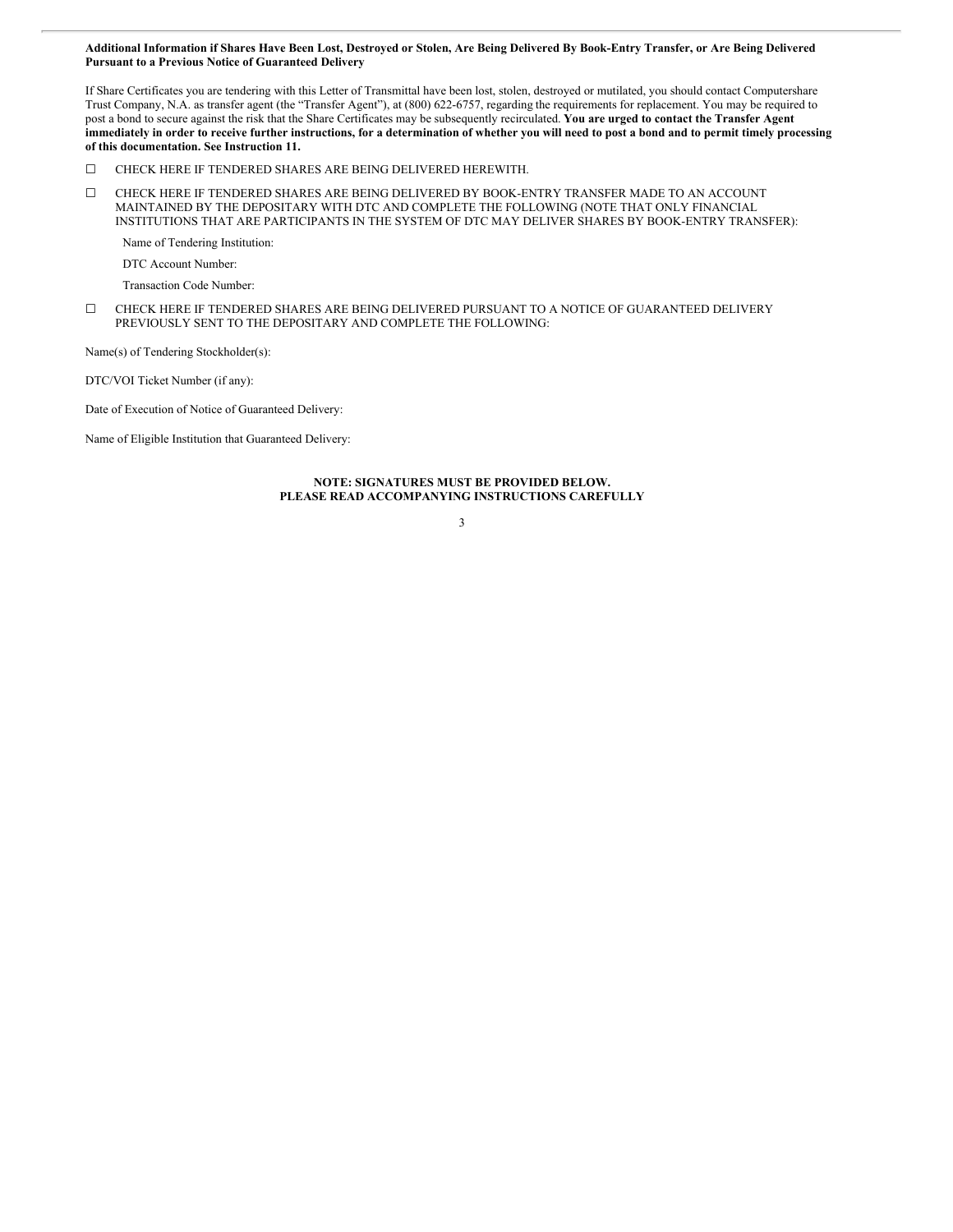**Additional Information if Shares Have Been Lost, Destroyed or Stolen, Are Being Delivered By Book-Entry Transfer, or Are Being Delivered Pursuant to a Previous Notice of Guaranteed Delivery**

If Share Certificates you are tendering with this Letter of Transmittal have been lost, stolen, destroyed or mutilated, you should contact Computershare Trust Company, N.A. as transfer agent (the "Transfer Agent"), at (800) 622-6757, regarding the requirements for replacement. You may be required to post a bond to secure against the risk that the Share Certificates may be subsequently recirculated. **You are urged to contact the Transfer Agent immediately in order to receive further instructions, for a determination of whether you will need to post a bond and to permit timely processing of this documentation. See Instruction 11.**

☐ CHECK HERE IF TENDERED SHARES ARE BEING DELIVERED HEREWITH.

☐ CHECK HERE IF TENDERED SHARES ARE BEING DELIVERED BY BOOK-ENTRY TRANSFER MADE TO AN ACCOUNT MAINTAINED BY THE DEPOSITARY WITH DTC AND COMPLETE THE FOLLOWING (NOTE THAT ONLY FINANCIAL INSTITUTIONS THAT ARE PARTICIPANTS IN THE SYSTEM OF DTC MAY DELIVER SHARES BY BOOK-ENTRY TRANSFER):

Name of Tendering Institution:

DTC Account Number:

Transaction Code Number:

☐ CHECK HERE IF TENDERED SHARES ARE BEING DELIVERED PURSUANT TO A NOTICE OF GUARANTEED DELIVERY PREVIOUSLY SENT TO THE DEPOSITARY AND COMPLETE THE FOLLOWING:

Name(s) of Tendering Stockholder(s):

DTC/VOI Ticket Number (if any):

Date of Execution of Notice of Guaranteed Delivery:

Name of Eligible Institution that Guaranteed Delivery:

**NOTE: SIGNATURES MUST BE PROVIDED BELOW.**
**PLEASE READ ACCOMPANYING INSTRUCTIONS CAREFULLY**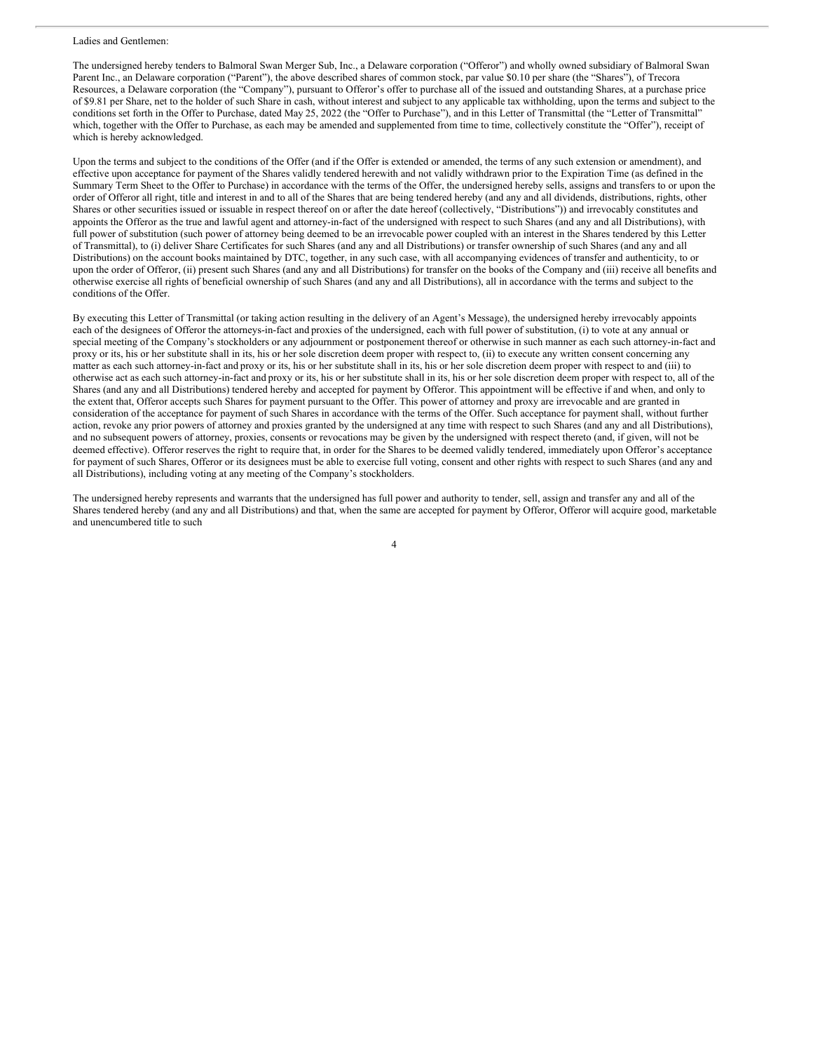Ladies and Gentlemen:

The undersigned hereby tenders to Balmoral Swan Merger Sub, Inc., a Delaware corporation ("Offeror") and wholly owned subsidiary of Balmoral Swan Parent Inc., an Delaware corporation ("Parent"), the above described shares of common stock, par value $0.10 per share (the "Shares"), of Trecora Resources, a Delaware corporation (the "Company"), pursuant to Offeror's offer to purchase all of the issued and outstanding Shares, at a purchase price of $9.81 per Share, net to the holder of such Share in cash, without interest and subject to any applicable tax withholding, upon the terms and subject to the conditions set forth in the Offer to Purchase, dated May 25, 2022 (the "Offer to Purchase"), and in this Letter of Transmittal (the "Letter of Transmittal" which, together with the Offer to Purchase, as each may be amended and supplemented from time to time, collectively constitute the "Offer"), receipt of which is hereby acknowledged.

Upon the terms and subject to the conditions of the Offer (and if the Offer is extended or amended, the terms of any such extension or amendment), and effective upon acceptance for payment of the Shares validly tendered herewith and not validly withdrawn prior to the Expiration Time (as defined in the Summary Term Sheet to the Offer to Purchase) in accordance with the terms of the Offer, the undersigned hereby sells, assigns and transfers to or upon the order of Offeror all right, title and interest in and to all of the Shares that are being tendered hereby (and any and all dividends, distributions, rights, other Shares or other securities issued or issuable in respect thereof on or after the date hereof (collectively, "Distributions")) and irrevocably constitutes and appoints the Offeror as the true and lawful agent and attorney-in-fact of the undersigned with respect to such Shares (and any and all Distributions), with full power of substitution (such power of attorney being deemed to be an irrevocable power coupled with an interest in the Shares tendered by this Letter of Transmittal), to (i) deliver Share Certificates for such Shares (and any and all Distributions) or transfer ownership of such Shares (and any and all Distributions) on the account books maintained by DTC, together, in any such case, with all accompanying evidences of transfer and authenticity, to or upon the order of Offeror, (ii) present such Shares (and any and all Distributions) for transfer on the books of the Company and (iii) receive all benefits and otherwise exercise all rights of beneficial ownership of such Shares (and any and all Distributions), all in accordance with the terms and subject to the conditions of the Offer.

By executing this Letter of Transmittal (or taking action resulting in the delivery of an Agent's Message), the undersigned hereby irrevocably appoints each of the designees of Offeror the attorneys-in-fact and proxies of the undersigned, each with full power of substitution, (i) to vote at any annual or special meeting of the Company's stockholders or any adjournment or postponement thereof or otherwise in such manner as each such attorney-in-fact and proxy or its, his or her substitute shall in its, his or her sole discretion deem proper with respect to, (ii) to execute any written consent concerning any matter as each such attorney-in-fact and proxy or its, his or her substitute shall in its, his or her sole discretion deem proper with respect to and (iii) to otherwise act as each such attorney-in-fact and proxy or its, his or her substitute shall in its, his or her sole discretion deem proper with respect to, all of the Shares (and any and all Distributions) tendered hereby and accepted for payment by Offeror. This appointment will be effective if and when, and only to the extent that, Offeror accepts such Shares for payment pursuant to the Offer. This power of attorney and proxy are irrevocable and are granted in consideration of the acceptance for payment of such Shares in accordance with the terms of the Offer. Such acceptance for payment shall, without further action, revoke any prior powers of attorney and proxies granted by the undersigned at any time with respect to such Shares (and any and all Distributions), and no subsequent powers of attorney, proxies, consents or revocations may be given by the undersigned with respect thereto (and, if given, will not be deemed effective). Offeror reserves the right to require that, in order for the Shares to be deemed validly tendered, immediately upon Offeror's acceptance for payment of such Shares, Offeror or its designees must be able to exercise full voting, consent and other rights with respect to such Shares (and any and all Distributions), including voting at any meeting of the Company's stockholders.

The undersigned hereby represents and warrants that the undersigned has full power and authority to tender, sell, assign and transfer any and all of the Shares tendered hereby (and any and all Distributions) and that, when the same are accepted for payment by Offeror, Offeror will acquire good, marketable and unencumbered title to such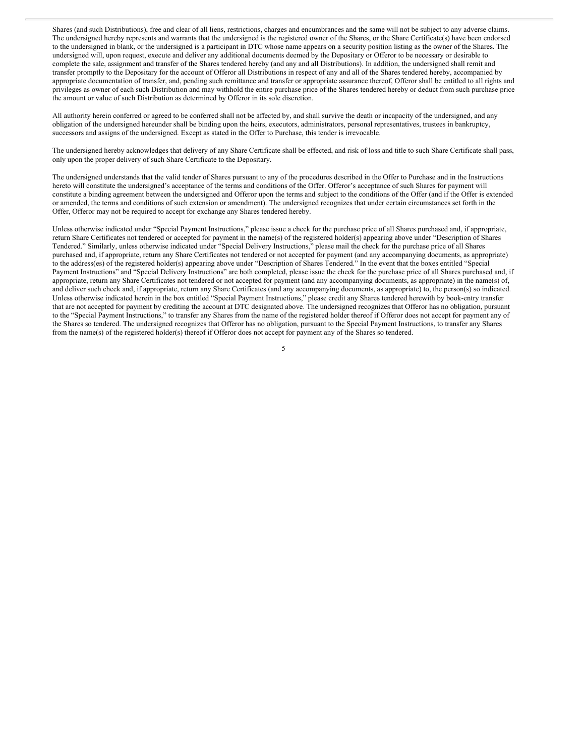Shares (and such Distributions), free and clear of all liens, restrictions, charges and encumbrances and the same will not be subject to any adverse claims. The undersigned hereby represents and warrants that the undersigned is the registered owner of the Shares, or the Share Certificate(s) have been endorsed to the undersigned in blank, or the undersigned is a participant in DTC whose name appears on a security position listing as the owner of the Shares. The undersigned will, upon request, execute and deliver any additional documents deemed by the Depositary or Offeror to be necessary or desirable to complete the sale, assignment and transfer of the Shares tendered hereby (and any and all Distributions). In addition, the undersigned shall remit and transfer promptly to the Depositary for the account of Offeror all Distributions in respect of any and all of the Shares tendered hereby, accompanied by appropriate documentation of transfer, and, pending such remittance and transfer or appropriate assurance thereof, Offeror shall be entitled to all rights and privileges as owner of each such Distribution and may withhold the entire purchase price of the Shares tendered hereby or deduct from such purchase price the amount or value of such Distribution as determined by Offeror in its sole discretion.

All authority herein conferred or agreed to be conferred shall not be affected by, and shall survive the death or incapacity of the undersigned, and any obligation of the undersigned hereunder shall be binding upon the heirs, executors, administrators, personal representatives, trustees in bankruptcy, successors and assigns of the undersigned. Except as stated in the Offer to Purchase, this tender is irrevocable.

The undersigned hereby acknowledges that delivery of any Share Certificate shall be effected, and risk of loss and title to such Share Certificate shall pass, only upon the proper delivery of such Share Certificate to the Depositary.

The undersigned understands that the valid tender of Shares pursuant to any of the procedures described in the Offer to Purchase and in the Instructions hereto will constitute the undersigned's acceptance of the terms and conditions of the Offer. Offeror's acceptance of such Shares for payment will constitute a binding agreement between the undersigned and Offeror upon the terms and subject to the conditions of the Offer (and if the Offer is extended or amended, the terms and conditions of such extension or amendment). The undersigned recognizes that under certain circumstances set forth in the Offer, Offeror may not be required to accept for exchange any Shares tendered hereby.

Unless otherwise indicated under "Special Payment Instructions," please issue a check for the purchase price of all Shares purchased and, if appropriate, return Share Certificates not tendered or accepted for payment in the name(s) of the registered holder(s) appearing above under "Description of Shares Tendered." Similarly, unless otherwise indicated under "Special Delivery Instructions," please mail the check for the purchase price of all Shares purchased and, if appropriate, return any Share Certificates not tendered or not accepted for payment (and any accompanying documents, as appropriate) to the address(es) of the registered holder(s) appearing above under "Description of Shares Tendered." In the event that the boxes entitled "Special Payment Instructions" and "Special Delivery Instructions" are both completed, please issue the check for the purchase price of all Shares purchased and, if appropriate, return any Share Certificates not tendered or not accepted for payment (and any accompanying documents, as appropriate) in the name(s) of, and deliver such check and, if appropriate, return any Share Certificates (and any accompanying documents, as appropriate) to, the person(s) so indicated. Unless otherwise indicated herein in the box entitled "Special Payment Instructions," please credit any Shares tendered herewith by book-entry transfer that are not accepted for payment by crediting the account at DTC designated above. The undersigned recognizes that Offeror has no obligation, pursuant to the "Special Payment Instructions," to transfer any Shares from the name of the registered holder thereof if Offeror does not accept for payment any of the Shares so tendered. The undersigned recognizes that Offeror has no obligation, pursuant to the Special Payment Instructions, to transfer any Shares from the name(s) of the registered holder(s) thereof if Offeror does not accept for payment any of the Shares so tendered.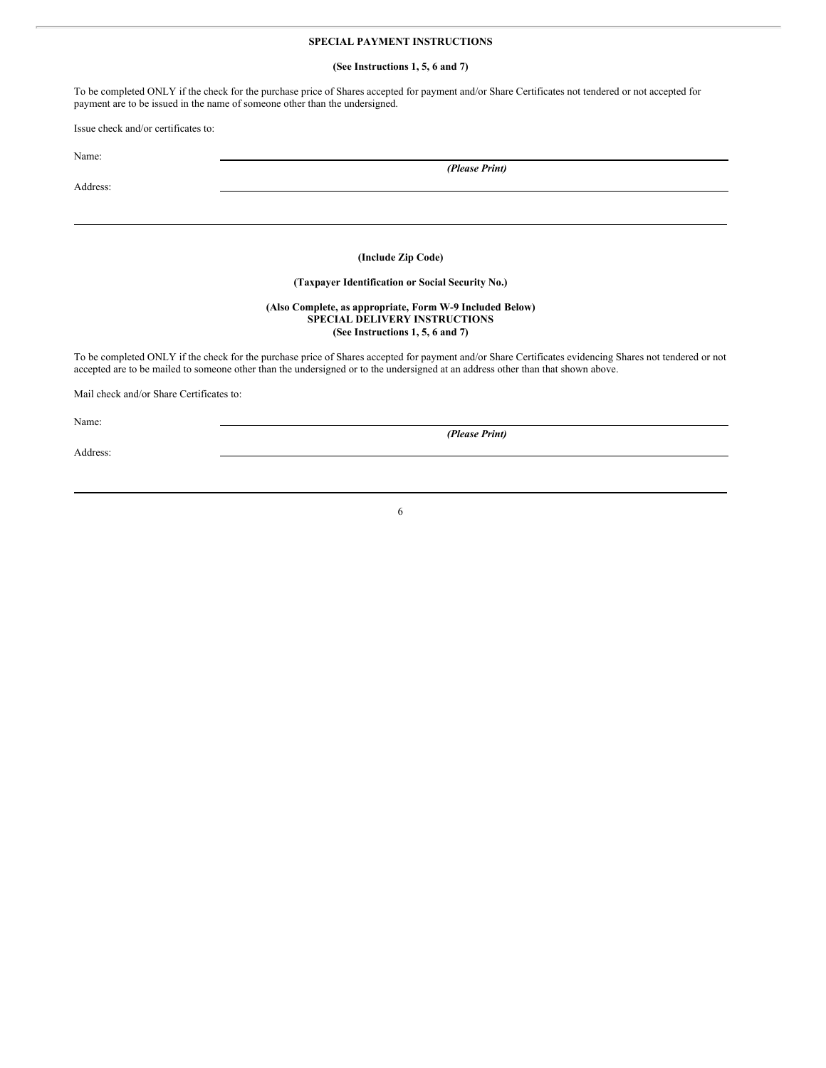## SPECIAL PAYMENT INSTRUCTIONS

**(See Instructions 1, 5, 6 and 7)**

To be completed ONLY if the check for the purchase price of Shares accepted for payment and/or Share Certificates not tendered or not accepted for payment are to be issued in the name of someone other than the undersigned.

Issue check and/or certificates to:

Name: ______________________________________________

*(Please Print)*

Address: ______________________________________________

______________________________________________

**(Include Zip Code)**

**(Taxpayer Identification or Social Security No.)**

**(Also Complete, as appropriate, Form W-9 Included Below)**

## SPECIAL DELIVERY INSTRUCTIONS

**(See Instructions 1, 5, 6 and 7)**

To be completed ONLY if the check for the purchase price of Shares accepted for payment and/or Share Certificates evidencing Shares not tendered or not accepted are to be mailed to someone other than the undersigned or to the undersigned at an address other than that shown above.

Mail check and/or Share Certificates to:

Name: ______________________________________________

*(Please Print)*

Address: ______________________________________________

______________________________________________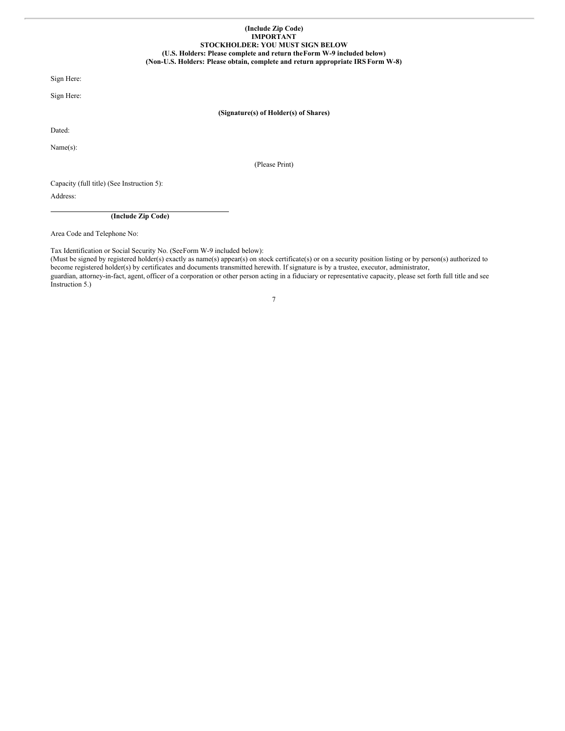**(Include Zip Code)**
**IMPORTANT**
**STOCKHOLDER: YOU MUST SIGN BELOW**
**(U.S. Holders: Please complete and return the Form W-9 included below)**
**(Non-U.S. Holders: Please obtain, complete and return appropriate IRS Form W-8)**

Sign Here:

Sign Here:

**(Signature(s) of Holder(s) of Shares)**

Dated:

Name(s):

(Please Print)

Capacity (full title) (See Instruction 5):

Address:

**(Include Zip Code)**

Area Code and Telephone No:

Tax Identification or Social Security No. (See Form W-9 included below):

(Must be signed by registered holder(s) exactly as name(s) appear(s) on stock certificate(s) or on a security position listing or by person(s) authorized to become registered holder(s) by certificates and documents transmitted herewith. If signature is by a trustee, executor, administrator, guardian, attorney-in-fact, agent, officer of a corporation or other person acting in a fiduciary or representative capacity, please set forth full title and see Instruction 5.)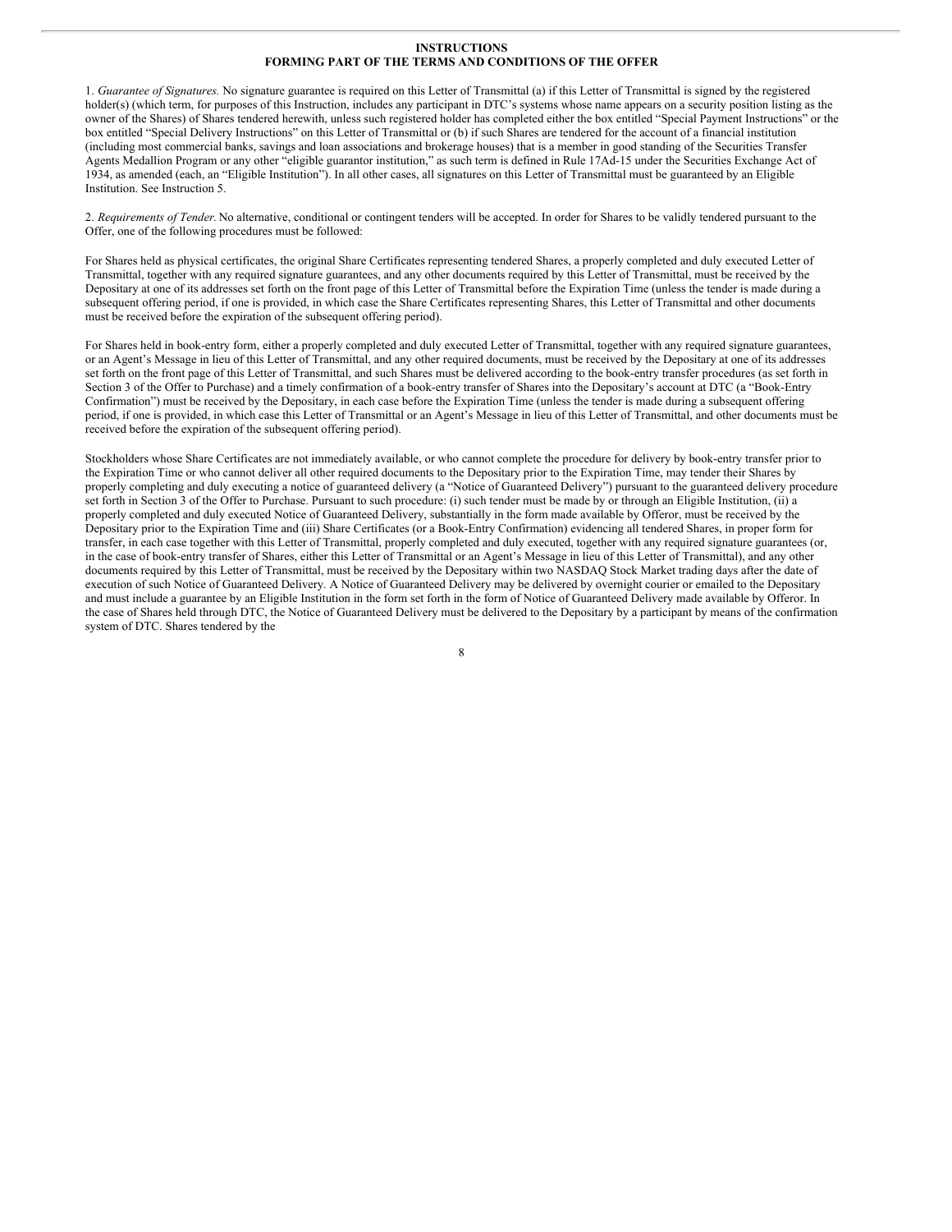## INSTRUCTIONS
## FORMING PART OF THE TERMS AND CONDITIONS OF THE OFFER

1. *Guarantee of Signatures.* No signature guarantee is required on this Letter of Transmittal (a) if this Letter of Transmittal is signed by the registered holder(s) (which term, for purposes of this Instruction, includes any participant in DTC's systems whose name appears on a security position listing as the owner of the Shares) of Shares tendered herewith, unless such registered holder has completed either the box entitled "Special Payment Instructions" or the box entitled "Special Delivery Instructions" on this Letter of Transmittal or (b) if such Shares are tendered for the account of a financial institution (including most commercial banks, savings and loan associations and brokerage houses) that is a member in good standing of the Securities Transfer Agents Medallion Program or any other "eligible guarantor institution," as such term is defined in Rule 17Ad-15 under the Securities Exchange Act of 1934, as amended (each, an "Eligible Institution"). In all other cases, all signatures on this Letter of Transmittal must be guaranteed by an Eligible Institution. See Instruction 5.

2. *Requirements of Tender.* No alternative, conditional or contingent tenders will be accepted. In order for Shares to be validly tendered pursuant to the Offer, one of the following procedures must be followed:

For Shares held as physical certificates, the original Share Certificates representing tendered Shares, a properly completed and duly executed Letter of Transmittal, together with any required signature guarantees, and any other documents required by this Letter of Transmittal, must be received by the Depositary at one of its addresses set forth on the front page of this Letter of Transmittal before the Expiration Time (unless the tender is made during a subsequent offering period, if one is provided, in which case the Share Certificates representing Shares, this Letter of Transmittal and other documents must be received before the expiration of the subsequent offering period).

For Shares held in book-entry form, either a properly completed and duly executed Letter of Transmittal, together with any required signature guarantees, or an Agent's Message in lieu of this Letter of Transmittal, and any other required documents, must be received by the Depositary at one of its addresses set forth on the front page of this Letter of Transmittal, and such Shares must be delivered according to the book-entry transfer procedures (as set forth in Section 3 of the Offer to Purchase) and a timely confirmation of a book-entry transfer of Shares into the Depositary's account at DTC (a "Book-Entry Confirmation") must be received by the Depositary, in each case before the Expiration Time (unless the tender is made during a subsequent offering period, if one is provided, in which case this Letter of Transmittal or an Agent's Message in lieu of this Letter of Transmittal, and other documents must be received before the expiration of the subsequent offering period).

Stockholders whose Share Certificates are not immediately available, or who cannot complete the procedure for delivery by book-entry transfer prior to the Expiration Time or who cannot deliver all other required documents to the Depositary prior to the Expiration Time, may tender their Shares by properly completing and duly executing a notice of guaranteed delivery (a "Notice of Guaranteed Delivery") pursuant to the guaranteed delivery procedure set forth in Section 3 of the Offer to Purchase. Pursuant to such procedure: (i) such tender must be made by or through an Eligible Institution, (ii) a properly completed and duly executed Notice of Guaranteed Delivery, substantially in the form made available by Offeror, must be received by the Depositary prior to the Expiration Time and (iii) Share Certificates (or a Book-Entry Confirmation) evidencing all tendered Shares, in proper form for transfer, in each case together with this Letter of Transmittal, properly completed and duly executed, together with any required signature guarantees (or, in the case of book-entry transfer of Shares, either this Letter of Transmittal or an Agent's Message in lieu of this Letter of Transmittal), and any other documents required by this Letter of Transmittal, must be received by the Depositary within two NASDAQ Stock Market trading days after the date of execution of such Notice of Guaranteed Delivery. A Notice of Guaranteed Delivery may be delivered by overnight courier or emailed to the Depositary and must include a guarantee by an Eligible Institution in the form set forth in the form of Notice of Guaranteed Delivery made available by Offeror. In the case of Shares held through DTC, the Notice of Guaranteed Delivery must be delivered to the Depositary by a participant by means of the confirmation system of DTC. Shares tendered by the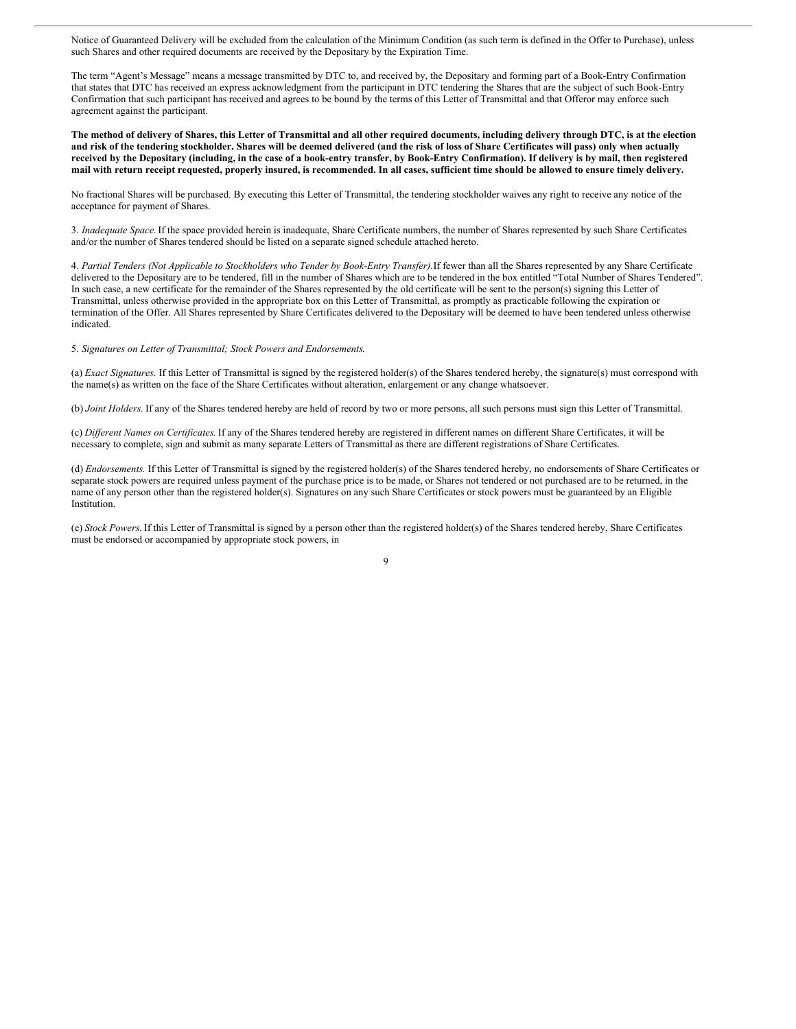Notice of Guaranteed Delivery will be excluded from the calculation of the Minimum Condition (as such term is defined in the Offer to Purchase), unless such Shares and other required documents are received by the Depositary by the Expiration Time.

The term "Agent's Message" means a message transmitted by DTC to, and received by, the Depositary and forming part of a Book-Entry Confirmation that states that DTC has received an express acknowledgment from the participant in DTC tendering the Shares that are the subject of such Book-Entry Confirmation that such participant has received and agrees to be bound by the terms of this Letter of Transmittal and that Offeror may enforce such agreement against the participant.

**The method of delivery of Shares, this Letter of Transmittal and all other required documents, including delivery through DTC, is at the election and risk of the tendering stockholder. Shares will be deemed delivered (and the risk of loss of Share Certificates will pass) only when actually received by the Depositary (including, in the case of a book-entry transfer, by Book-Entry Confirmation). If delivery is by mail, then registered mail with return receipt requested, properly insured, is recommended. In all cases, sufficient time should be allowed to ensure timely delivery.**

No fractional Shares will be purchased. By executing this Letter of Transmittal, the tendering stockholder waives any right to receive any notice of the acceptance for payment of Shares.

3. *Inadequate Space.* If the space provided herein is inadequate, Share Certificate numbers, the number of Shares represented by such Share Certificates and/or the number of Shares tendered should be listed on a separate signed schedule attached hereto.

4. *Partial Tenders (Not Applicable to Stockholders who Tender by Book-Entry Transfer).* If fewer than all the Shares represented by any Share Certificate delivered to the Depositary are to be tendered, fill in the number of Shares which are to be tendered in the box entitled "Total Number of Shares Tendered". In such case, a new certificate for the remainder of the Shares represented by the old certificate will be sent to the person(s) signing this Letter of Transmittal, unless otherwise provided in the appropriate box on this Letter of Transmittal, as promptly as practicable following the expiration or termination of the Offer. All Shares represented by Share Certificates delivered to the Depositary will be deemed to have been tendered unless otherwise indicated.

5. *Signatures on Letter of Transmittal; Stock Powers and Endorsements.*

(a) *Exact Signatures.* If this Letter of Transmittal is signed by the registered holder(s) of the Shares tendered hereby, the signature(s) must correspond with the name(s) as written on the face of the Share Certificates without alteration, enlargement or any change whatsoever.

(b) *Joint Holders.* If any of the Shares tendered hereby are held of record by two or more persons, all such persons must sign this Letter of Transmittal.

(c) *Different Names on Certificates.* If any of the Shares tendered hereby are registered in different names on different Share Certificates, it will be necessary to complete, sign and submit as many separate Letters of Transmittal as there are different registrations of Share Certificates.

(d) *Endorsements.* If this Letter of Transmittal is signed by the registered holder(s) of the Shares tendered hereby, no endorsements of Share Certificates or separate stock powers are required unless payment of the purchase price is to be made, or Shares not tendered or not purchased are to be returned, in the name of any person other than the registered holder(s). Signatures on any such Share Certificates or stock powers must be guaranteed by an Eligible Institution.

(e) *Stock Powers.* If this Letter of Transmittal is signed by a person other than the registered holder(s) of the Shares tendered hereby, Share Certificates must be endorsed or accompanied by appropriate stock powers, in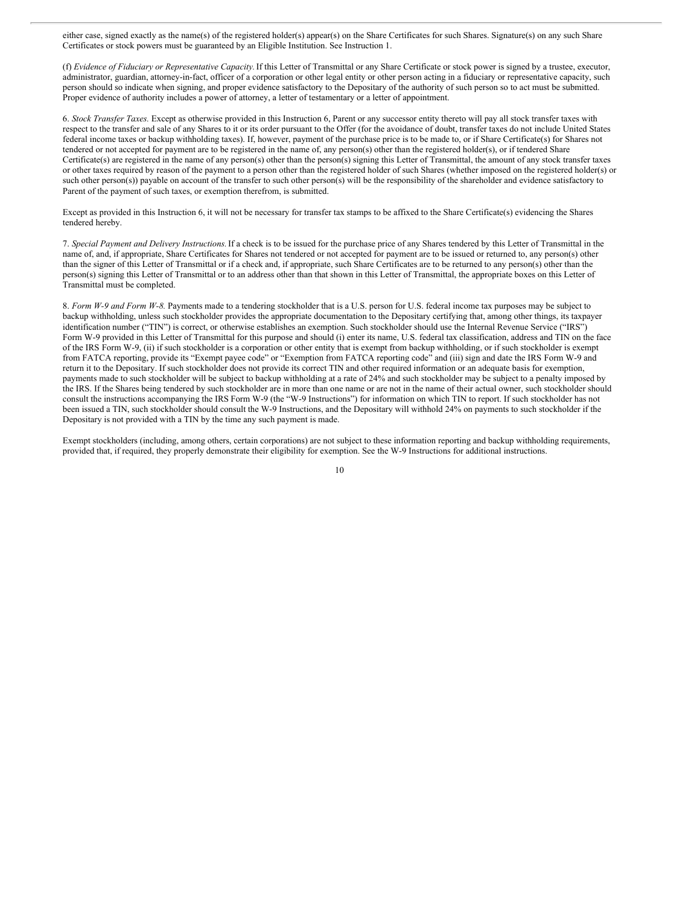either case, signed exactly as the name(s) of the registered holder(s) appear(s) on the Share Certificates for such Shares. Signature(s) on any such Share Certificates or stock powers must be guaranteed by an Eligible Institution. See Instruction 1.

(f) *Evidence of Fiduciary or Representative Capacity.* If this Letter of Transmittal or any Share Certificate or stock power is signed by a trustee, executor, administrator, guardian, attorney-in-fact, officer of a corporation or other legal entity or other person acting in a fiduciary or representative capacity, such person should so indicate when signing, and proper evidence satisfactory to the Depositary of the authority of such person so to act must be submitted. Proper evidence of authority includes a power of attorney, a letter of testamentary or a letter of appointment.

6. *Stock Transfer Taxes.* Except as otherwise provided in this Instruction 6, Parent or any successor entity thereto will pay all stock transfer taxes with respect to the transfer and sale of any Shares to it or its order pursuant to the Offer (for the avoidance of doubt, transfer taxes do not include United States federal income taxes or backup withholding taxes). If, however, payment of the purchase price is to be made to, or if Share Certificate(s) for Shares not tendered or not accepted for payment are to be registered in the name of, any person(s) other than the registered holder(s), or if tendered Share Certificate(s) are registered in the name of any person(s) other than the person(s) signing this Letter of Transmittal, the amount of any stock transfer taxes or other taxes required by reason of the payment to a person other than the registered holder of such Shares (whether imposed on the registered holder(s) or such other person(s)) payable on account of the transfer to such other person(s) will be the responsibility of the shareholder and evidence satisfactory to Parent of the payment of such taxes, or exemption therefrom, is submitted.

Except as provided in this Instruction 6, it will not be necessary for transfer tax stamps to be affixed to the Share Certificate(s) evidencing the Shares tendered hereby.

7. *Special Payment and Delivery Instructions.* If a check is to be issued for the purchase price of any Shares tendered by this Letter of Transmittal in the name of, and, if appropriate, Share Certificates for Shares not tendered or not accepted for payment are to be issued or returned to, any person(s) other than the signer of this Letter of Transmittal or if a check and, if appropriate, such Share Certificates are to be returned to any person(s) other than the person(s) signing this Letter of Transmittal or to an address other than that shown in this Letter of Transmittal, the appropriate boxes on this Letter of Transmittal must be completed.

8. *Form W-9 and Form W-8.* Payments made to a tendering stockholder that is a U.S. person for U.S. federal income tax purposes may be subject to backup withholding, unless such stockholder provides the appropriate documentation to the Depositary certifying that, among other things, its taxpayer identification number ("TIN") is correct, or otherwise establishes an exemption. Such stockholder should use the Internal Revenue Service ("IRS") Form W-9 provided in this Letter of Transmittal for this purpose and should (i) enter its name, U.S. federal tax classification, address and TIN on the face of the IRS Form W-9, (ii) if such stockholder is a corporation or other entity that is exempt from backup withholding, or if such stockholder is exempt from FATCA reporting, provide its "Exempt payee code" or "Exemption from FATCA reporting code" and (iii) sign and date the IRS Form W-9 and return it to the Depositary. If such stockholder does not provide its correct TIN and other required information or an adequate basis for exemption, payments made to such stockholder will be subject to backup withholding at a rate of 24% and such stockholder may be subject to a penalty imposed by the IRS. If the Shares being tendered by such stockholder are in more than one name or are not in the name of their actual owner, such stockholder should consult the instructions accompanying the IRS Form W-9 (the "W-9 Instructions") for information on which TIN to report. If such stockholder has not been issued a TIN, such stockholder should consult the W-9 Instructions, and the Depositary will withhold 24% on payments to such stockholder if the Depositary is not provided with a TIN by the time any such payment is made.

Exempt stockholders (including, among others, certain corporations) are not subject to these information reporting and backup withholding requirements, provided that, if required, they properly demonstrate their eligibility for exemption. See the W-9 Instructions for additional instructions.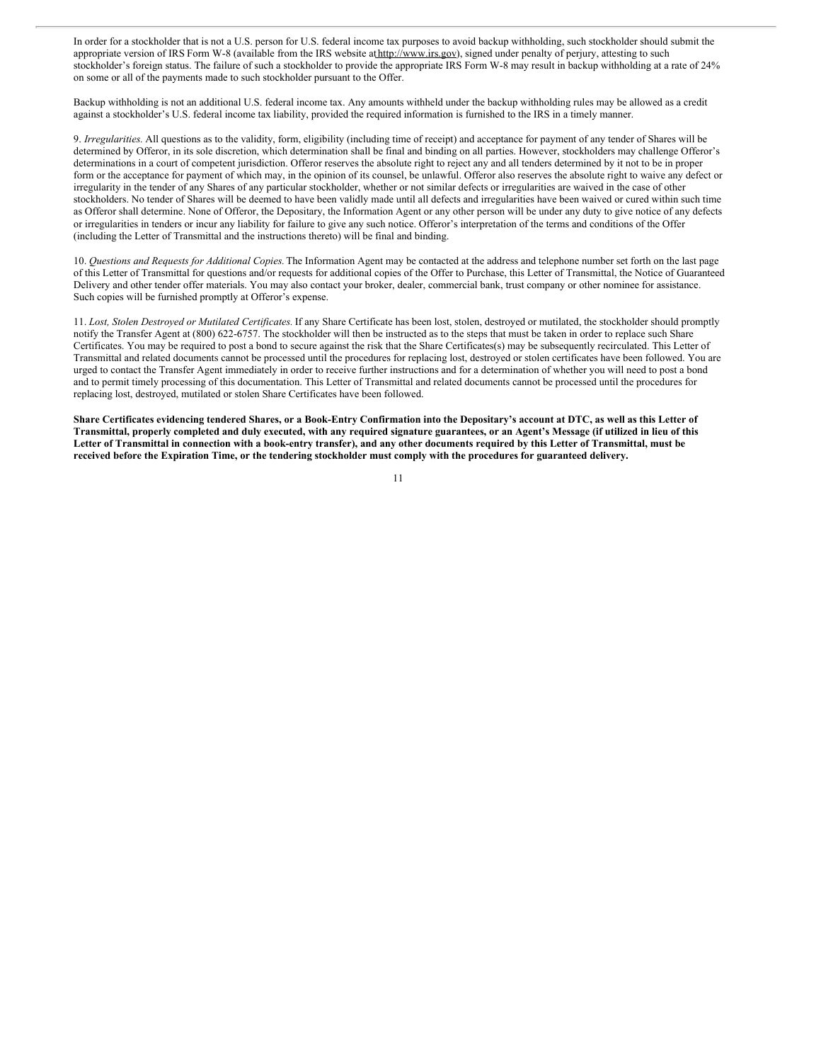In order for a stockholder that is not a U.S. person for U.S. federal income tax purposes to avoid backup withholding, such stockholder should submit the appropriate version of IRS Form W-8 (available from the IRS website at http://www.irs.gov), signed under penalty of perjury, attesting to such stockholder's foreign status. The failure of such a stockholder to provide the appropriate IRS Form W-8 may result in backup withholding at a rate of 24% on some or all of the payments made to such stockholder pursuant to the Offer.

Backup withholding is not an additional U.S. federal income tax. Any amounts withheld under the backup withholding rules may be allowed as a credit against a stockholder's U.S. federal income tax liability, provided the required information is furnished to the IRS in a timely manner.

9. *Irregularities.* All questions as to the validity, form, eligibility (including time of receipt) and acceptance for payment of any tender of Shares will be determined by Offeror, in its sole discretion, which determination shall be final and binding on all parties. However, stockholders may challenge Offeror's determinations in a court of competent jurisdiction. Offeror reserves the absolute right to reject any and all tenders determined by it not to be in proper form or the acceptance for payment of which may, in the opinion of its counsel, be unlawful. Offeror also reserves the absolute right to waive any defect or irregularity in the tender of any Shares of any particular stockholder, whether or not similar defects or irregularities are waived in the case of other stockholders. No tender of Shares will be deemed to have been validly made until all defects and irregularities have been waived or cured within such time as Offeror shall determine. None of Offeror, the Depositary, the Information Agent or any other person will be under any duty to give notice of any defects or irregularities in tenders or incur any liability for failure to give any such notice. Offeror's interpretation of the terms and conditions of the Offer (including the Letter of Transmittal and the instructions thereto) will be final and binding.

10. *Questions and Requests for Additional Copies.* The Information Agent may be contacted at the address and telephone number set forth on the last page of this Letter of Transmittal for questions and/or requests for additional copies of the Offer to Purchase, this Letter of Transmittal, the Notice of Guaranteed Delivery and other tender offer materials. You may also contact your broker, dealer, commercial bank, trust company or other nominee for assistance. Such copies will be furnished promptly at Offeror's expense.

11. *Lost, Stolen Destroyed or Mutilated Certificates.* If any Share Certificate has been lost, stolen, destroyed or mutilated, the stockholder should promptly notify the Transfer Agent at (800) 622-6757. The stockholder will then be instructed as to the steps that must be taken in order to replace such Share Certificates. You may be required to post a bond to secure against the risk that the Share Certificates(s) may be subsequently recirculated. This Letter of Transmittal and related documents cannot be processed until the procedures for replacing lost, destroyed or stolen certificates have been followed. You are urged to contact the Transfer Agent immediately in order to receive further instructions and for a determination of whether you will need to post a bond and to permit timely processing of this documentation. This Letter of Transmittal and related documents cannot be processed until the procedures for replacing lost, destroyed, mutilated or stolen Share Certificates have been followed.

**Share Certificates evidencing tendered Shares, or a Book-Entry Confirmation into the Depositary's account at DTC, as well as this Letter of Transmittal, properly completed and duly executed, with any required signature guarantees, or an Agent's Message (if utilized in lieu of this Letter of Transmittal in connection with a book-entry transfer), and any other documents required by this Letter of Transmittal, must be received before the Expiration Time, or the tendering stockholder must comply with the procedures for guaranteed delivery.**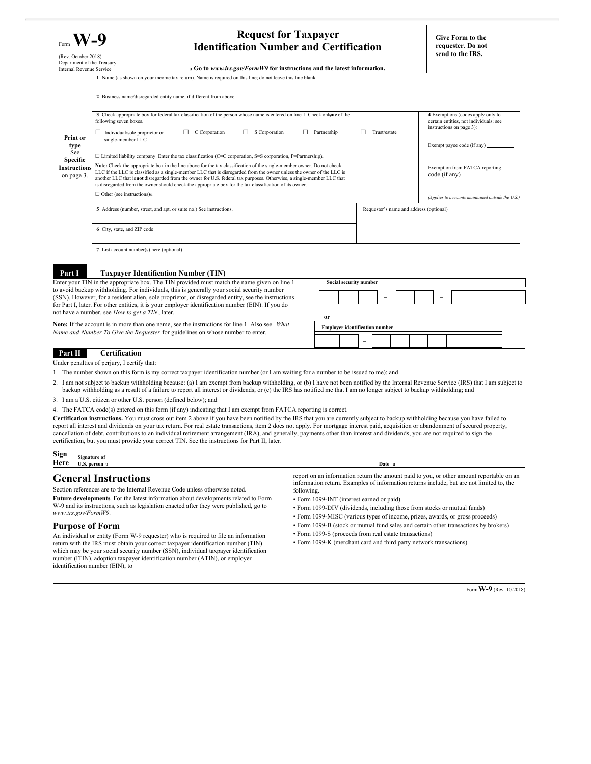Form **W-9**

(Rev. October 2018)
Department of the Treasury
Internal Revenue Service

# Request for Taxpayer Identification Number and Certification

▶ **Go to** ***www.irs.gov/FormW9*** **for instructions and the latest information.**

**Give Form to the requester. Do not send to the IRS.**

**Print or type**
See **Specific Instructions** on page 3.

1 Name (as shown on your income tax return). Name is required on this line; do not leave this line blank.

2 Business name/disregarded entity name, if different from above

3 Check appropriate box for federal tax classification of the person whose name is entered on line 1. Check only **one** of the following seven boxes.

☐ Individual/sole proprietor or single-member LLC ☐ C Corporation ☐ S Corporation ☐ Partnership ☐ Trust/estate

☐ Limited liability company. Enter the tax classification (C=C corporation, S=S corporation, P=Partnership) ▶ ____________

**Note:** Check the appropriate box in the line above for the tax classification of the single-member owner. Do not check LLC if the LLC is classified as a single-member LLC that is disregarded from the owner unless the owner of the LLC is another LLC that is **not** disregarded from the owner for U.S. federal tax purposes. Otherwise, a single-member LLC that is disregarded from the owner should check the appropriate box for the tax classification of its owner.

☐ Other (see instructions) ▶

4 Exemptions (codes apply only to certain entities, not individuals; see instructions on page 3):

Exempt payee code (if any) ________

Exemption from FATCA reporting code (if any) ________

*(Applies to accounts maintained outside the U.S.)*

5 Address (number, street, and apt. or suite no.) See instructions.

Requester's name and address (optional)

6 City, state, and ZIP code

7 List account number(s) here (optional)

## Part I Taxpayer Identification Number (TIN)

Enter your TIN in the appropriate box. The TIN provided must match the name given on line 1 to avoid backup withholding. For individuals, this is generally your social security number (SSN). However, for a resident alien, sole proprietor, or disregarded entity, see the instructions for Part I, later. For other entities, it is your employer identification number (EIN). If you do not have a number, see *How to get a TIN*, later.

**Note:** If the account is in more than one name, see the instructions for line 1. Also see *What Name and Number To Give the Requester* for guidelines on whose number to enter.

**Social security number**

☐☐☐ - ☐☐ - ☐☐☐☐

or

**Employer identification number**

☐☐ - ☐☐☐☐☐☐☐

## Part II Certification

Under penalties of perjury, I certify that:

1. The number shown on this form is my correct taxpayer identification number (or I am waiting for a number to be issued to me); and
2. I am not subject to backup withholding because: (a) I am exempt from backup withholding, or (b) I have not been notified by the Internal Revenue Service (IRS) that I am subject to backup withholding as a result of a failure to report all interest or dividends, or (c) the IRS has notified me that I am no longer subject to backup withholding; and
3. I am a U.S. citizen or other U.S. person (defined below); and
4. The FATCA code(s) entered on this form (if any) indicating that I am exempt from FATCA reporting is correct.

**Certification instructions.** You must cross out item 2 above if you have been notified by the IRS that you are currently subject to backup withholding because you have failed to report all interest and dividends on your tax return. For real estate transactions, item 2 does not apply. For mortgage interest paid, acquisition or abandonment of secured property, cancellation of debt, contributions to an individual retirement arrangement (IRA), and generally, payments other than interest and dividends, you are not required to sign the certification, but you must provide your correct TIN. See the instructions for Part II, later.

**Sign Here** **Signature of U.S. person** ▶ **Date** ▶

## General Instructions

Section references are to the Internal Revenue Code unless otherwise noted.

**Future developments**. For the latest information about developments related to Form W-9 and its instructions, such as legislation enacted after they were published, go to *www.irs.gov/FormW9.*

### Purpose of Form

An individual or entity (Form W-9 requester) who is required to file an information return with the IRS must obtain your correct taxpayer identification number (TIN) which may be your social security number (SSN), individual taxpayer identification number (ITIN), adoption taxpayer identification number (ATIN), or employer identification number (EIN), to report on an information return the amount paid to you, or other amount reportable on an information return. Examples of information returns include, but are not limited to, the following.

- Form 1099-INT (interest earned or paid)
- Form 1099-DIV (dividends, including those from stocks or mutual funds)
- Form 1099-MISC (various types of income, prizes, awards, or gross proceeds)
- Form 1099-B (stock or mutual fund sales and certain other transactions by brokers)
- Form 1099-S (proceeds from real estate transactions)
- Form 1099-K (merchant card and third party network transactions)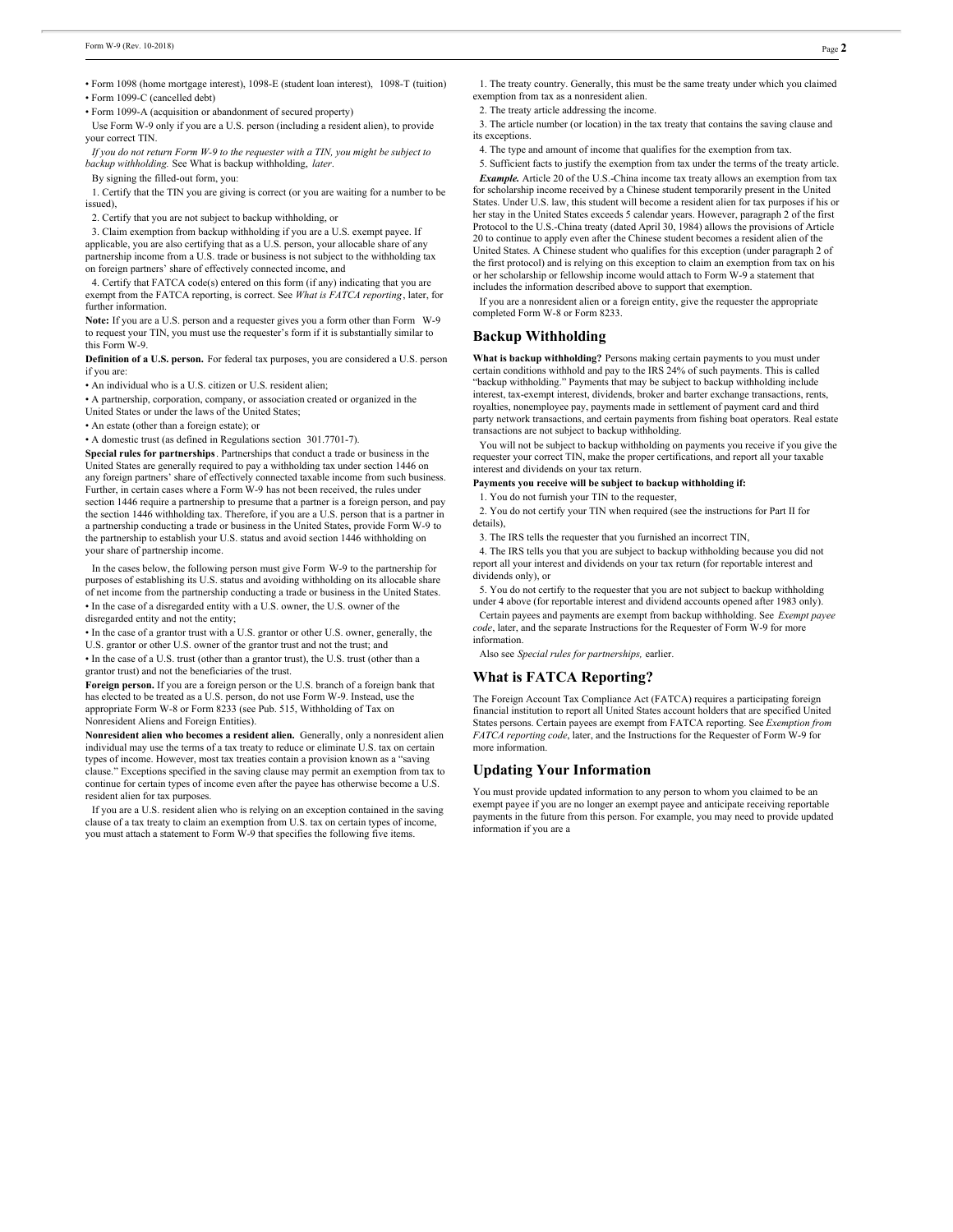- Form 1098 (home mortgage interest), 1098-E (student loan interest), 1098-T (tuition)
- Form 1099-C (cancelled debt)
- Form 1099-A (acquisition or abandonment of secured property)

Use Form W-9 only if you are a U.S. person (including a resident alien), to provide your correct TIN.

*If you do not return Form W-9 to the requester with a TIN, you might be subject to backup withholding.* See What is backup withholding, *later*.

By signing the filled-out form, you:

1. Certify that the TIN you are giving is correct (or you are waiting for a number to be issued),

2. Certify that you are not subject to backup withholding, or

3. Claim exemption from backup withholding if you are a U.S. exempt payee. If applicable, you are also certifying that as a U.S. person, your allocable share of any partnership income from a U.S. trade or business is not subject to the withholding tax on foreign partners' share of effectively connected income, and

4. Certify that FATCA code(s) entered on this form (if any) indicating that you are exempt from the FATCA reporting, is correct. See *What is FATCA reporting*, later, for further information.

**Note:** If you are a U.S. person and a requester gives you a form other than Form W-9 to request your TIN, you must use the requester's form if it is substantially similar to this Form W-9.

**Definition of a U.S. person.** For federal tax purposes, you are considered a U.S. person if you are:

- An individual who is a U.S. citizen or U.S. resident alien;
- A partnership, corporation, company, or association created or organized in the United States or under the laws of the United States;
- An estate (other than a foreign estate); or
- A domestic trust (as defined in Regulations section 301.7701-7).

**Special rules for partnerships**. Partnerships that conduct a trade or business in the United States are generally required to pay a withholding tax under section 1446 on any foreign partners' share of effectively connected taxable income from such business. Further, in certain cases where a Form W-9 has not been received, the rules under section 1446 require a partnership to presume that a partner is a foreign person, and pay the section 1446 withholding tax. Therefore, if you are a U.S. person that is a partner in a partnership conducting a trade or business in the United States, provide Form W-9 to the partnership to establish your U.S. status and avoid section 1446 withholding on your share of partnership income.

In the cases below, the following person must give Form W-9 to the partnership for purposes of establishing its U.S. status and avoiding withholding on its allocable share of net income from the partnership conducting a trade or business in the United States.

- In the case of a disregarded entity with a U.S. owner, the U.S. owner of the disregarded entity and not the entity;
- In the case of a grantor trust with a U.S. grantor or other U.S. owner, generally, the U.S. grantor or other U.S. owner of the grantor trust and not the trust; and
- In the case of a U.S. trust (other than a grantor trust), the U.S. trust (other than a grantor trust) and not the beneficiaries of the trust.

**Foreign person.** If you are a foreign person or the U.S. branch of a foreign bank that has elected to be treated as a U.S. person, do not use Form W-9. Instead, use the appropriate Form W-8 or Form 8233 (see Pub. 515, Withholding of Tax on Nonresident Aliens and Foreign Entities).

**Nonresident alien who becomes a resident alien.** Generally, only a nonresident alien individual may use the terms of a tax treaty to reduce or eliminate U.S. tax on certain types of income. However, most tax treaties contain a provision known as a "saving clause." Exceptions specified in the saving clause may permit an exemption from tax to continue for certain types of income even after the payee has otherwise become a U.S. resident alien for tax purposes.

If you are a U.S. resident alien who is relying on an exception contained in the saving clause of a tax treaty to claim an exemption from U.S. tax on certain types of income, you must attach a statement to Form W-9 that specifies the following five items.

1. The treaty country. Generally, this must be the same treaty under which you claimed exemption from tax as a nonresident alien.

2. The treaty article addressing the income.

3. The article number (or location) in the tax treaty that contains the saving clause and its exceptions.

4. The type and amount of income that qualifies for the exemption from tax.

5. Sufficient facts to justify the exemption from tax under the terms of the treaty article.

***Example.*** Article 20 of the U.S.-China income tax treaty allows an exemption from tax for scholarship income received by a Chinese student temporarily present in the United States. Under U.S. law, this student will become a resident alien for tax purposes if his or her stay in the United States exceeds 5 calendar years. However, paragraph 2 of the first Protocol to the U.S.-China treaty (dated April 30, 1984) allows the provisions of Article 20 to continue to apply even after the Chinese student becomes a resident alien of the United States. A Chinese student who qualifies for this exception (under paragraph 2 of the first protocol) and is relying on this exception to claim an exemption from tax on his or her scholarship or fellowship income would attach to Form W-9 a statement that includes the information described above to support that exemption.

If you are a nonresident alien or a foreign entity, give the requester the appropriate completed Form W-8 or Form 8233.

## Backup Withholding

**What is backup withholding?** Persons making certain payments to you must under certain conditions withhold and pay to the IRS 24% of such payments. This is called "backup withholding." Payments that may be subject to backup withholding include interest, tax-exempt interest, dividends, broker and barter exchange transactions, rents, royalties, nonemployee pay, payments made in settlement of payment card and third party network transactions, and certain payments from fishing boat operators. Real estate transactions are not subject to backup withholding.

You will not be subject to backup withholding on payments you receive if you give the requester your correct TIN, make the proper certifications, and report all your taxable interest and dividends on your tax return.

**Payments you receive will be subject to backup withholding if:**

1. You do not furnish your TIN to the requester,

2. You do not certify your TIN when required (see the instructions for Part II for details),

3. The IRS tells the requester that you furnished an incorrect TIN,

4. The IRS tells you that you are subject to backup withholding because you did not report all your interest and dividends on your tax return (for reportable interest and dividends only), or

5. You do not certify to the requester that you are not subject to backup withholding under 4 above (for reportable interest and dividend accounts opened after 1983 only).

Certain payees and payments are exempt from backup withholding. See *Exempt payee code*, later, and the separate Instructions for the Requester of Form W-9 for more information.

Also see *Special rules for partnerships,* earlier.

## What is FATCA Reporting?

The Foreign Account Tax Compliance Act (FATCA) requires a participating foreign financial institution to report all United States account holders that are specified United States persons. Certain payees are exempt from FATCA reporting. See *Exemption from FATCA reporting code*, later, and the Instructions for the Requester of Form W-9 for more information.

## Updating Your Information

You must provide updated information to any person to whom you claimed to be an exempt payee if you are no longer an exempt payee and anticipate receiving reportable payments in the future from this person. For example, you may need to provide updated information if you are a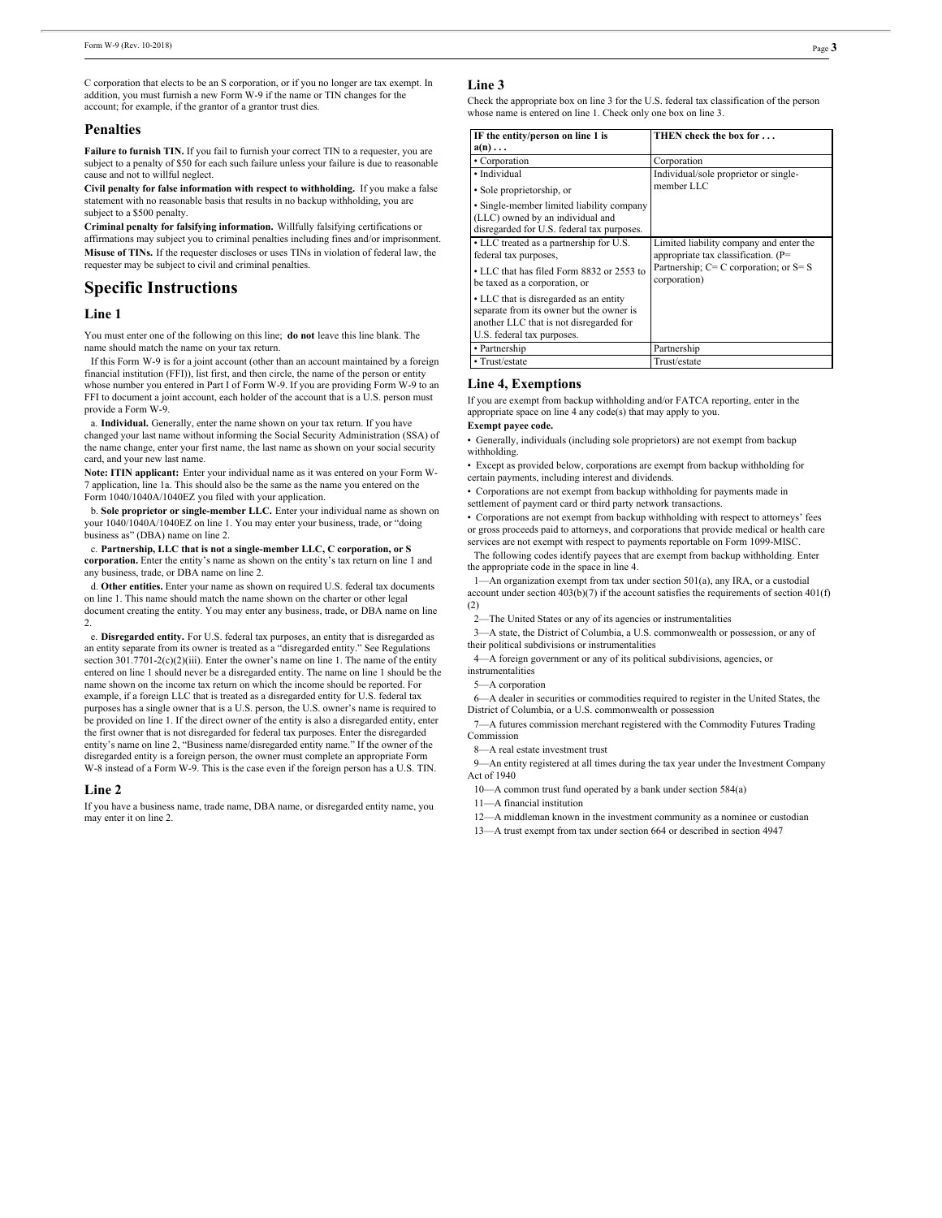C corporation that elects to be an S corporation, or if you no longer are tax exempt. In addition, you must furnish a new Form W-9 if the name or TIN changes for the account; for example, if the grantor of a grantor trust dies.

## Penalties

**Failure to furnish TIN.** If you fail to furnish your correct TIN to a requester, you are subject to a penalty of $50 for each such failure unless your failure is due to reasonable cause and not to willful neglect.

**Civil penalty for false information with respect to withholding.** If you make a false statement with no reasonable basis that results in no backup withholding, you are subject to a $500 penalty.

**Criminal penalty for falsifying information.** Willfully falsifying certifications or affirmations may subject you to criminal penalties including fines and/or imprisonment.

**Misuse of TINs.** If the requester discloses or uses TINs in violation of federal law, the requester may be subject to civil and criminal penalties.

# Specific Instructions

## Line 1

You must enter one of the following on this line; **do not** leave this line blank. The name should match the name on your tax return.

If this Form W-9 is for a joint account (other than an account maintained by a foreign financial institution (FFI)), list first, and then circle, the name of the person or entity whose number you entered in Part I of Form W-9. If you are providing Form W-9 to an FFI to document a joint account, each holder of the account that is a U.S. person must provide a Form W-9.

a. **Individual.** Generally, enter the name shown on your tax return. If you have changed your last name without informing the Social Security Administration (SSA) of the name change, enter your first name, the last name as shown on your social security card, and your new last name.

**Note: ITIN applicant:** Enter your individual name as it was entered on your Form W-7 application, line 1a. This should also be the same as the name you entered on the Form 1040/1040A/1040EZ you filed with your application.

b. **Sole proprietor or single-member LLC.** Enter your individual name as shown on your 1040/1040A/1040EZ on line 1. You may enter your business, trade, or "doing business as" (DBA) name on line 2.

c. **Partnership, LLC that is not a single-member LLC, C corporation, or S corporation.** Enter the entity's name as shown on the entity's tax return on line 1 and any business, trade, or DBA name on line 2.

d. **Other entities.** Enter your name as shown on required U.S. federal tax documents on line 1. This name should match the name shown on the charter or other legal document creating the entity. You may enter any business, trade, or DBA name on line 2.

e. **Disregarded entity.** For U.S. federal tax purposes, an entity that is disregarded as an entity separate from its owner is treated as a "disregarded entity." See Regulations section 301.7701-2(c)(2)(iii). Enter the owner's name on line 1. The name of the entity entered on line 1 should never be a disregarded entity. The name on line 1 should be the name shown on the income tax return on which the income should be reported. For example, if a foreign LLC that is treated as a disregarded entity for U.S. federal tax purposes has a single owner that is a U.S. person, the U.S. owner's name is required to be provided on line 1. If the direct owner of the entity is also a disregarded entity, enter the first owner that is not disregarded for federal tax purposes. Enter the disregarded entity's name on line 2, "Business name/disregarded entity name." If the owner of the disregarded entity is a foreign person, the owner must complete an appropriate Form W-8 instead of a Form W-9. This is the case even if the foreign person has a U.S. TIN.

## Line 2

If you have a business name, trade name, DBA name, or disregarded entity name, you may enter it on line 2.

## Line 3

Check the appropriate box on line 3 for the U.S. federal tax classification of the person whose name is entered on line 1. Check only one box on line 3.

| IF the entity/person on line 1 is a(n) . . . | THEN check the box for . . . |
|---|---|
| • Corporation | Corporation |
| • Individual<br>• Sole proprietorship, or<br>• Single-member limited liability company (LLC) owned by an individual and disregarded for U.S. federal tax purposes. | Individual/sole proprietor or single-member LLC |
| • LLC treated as a partnership for U.S. federal tax purposes,<br>• LLC that has filed Form 8832 or 2553 to be taxed as a corporation, or<br>• LLC that is disregarded as an entity separate from its owner but the owner is another LLC that is not disregarded for U.S. federal tax purposes. | Limited liability company and enter the appropriate tax classification. (P= Partnership; C= C corporation; or S= S corporation) |
| • Partnership | Partnership |
| • Trust/estate | Trust/estate |

## Line 4, Exemptions

If you are exempt from backup withholding and/or FATCA reporting, enter in the appropriate space on line 4 any code(s) that may apply to you.

**Exempt payee code.**

- Generally, individuals (including sole proprietors) are not exempt from backup withholding.
- Except as provided below, corporations are exempt from backup withholding for certain payments, including interest and dividends.
- Corporations are not exempt from backup withholding for payments made in settlement of payment card or third party network transactions.
- Corporations are not exempt from backup withholding with respect to attorneys' fees or gross proceeds paid to attorneys, and corporations that provide medical or health care services are not exempt with respect to payments reportable on Form 1099-MISC.

The following codes identify payees that are exempt from backup withholding. Enter the appropriate code in the space in line 4.

1—An organization exempt from tax under section 501(a), any IRA, or a custodial account under section 403(b)(7) if the account satisfies the requirements of section 401(f)(2)

2—The United States or any of its agencies or instrumentalities

3—A state, the District of Columbia, a U.S. commonwealth or possession, or any of their political subdivisions or instrumentalities

4—A foreign government or any of its political subdivisions, agencies, or instrumentalities

5—A corporation

6—A dealer in securities or commodities required to register in the United States, the District of Columbia, or a U.S. commonwealth or possession

7—A futures commission merchant registered with the Commodity Futures Trading Commission

8—A real estate investment trust

9—An entity registered at all times during the tax year under the Investment Company Act of 1940

10—A common trust fund operated by a bank under section 584(a)

11—A financial institution

12—A middleman known in the investment community as a nominee or custodian

13—A trust exempt from tax under section 664 or described in section 4947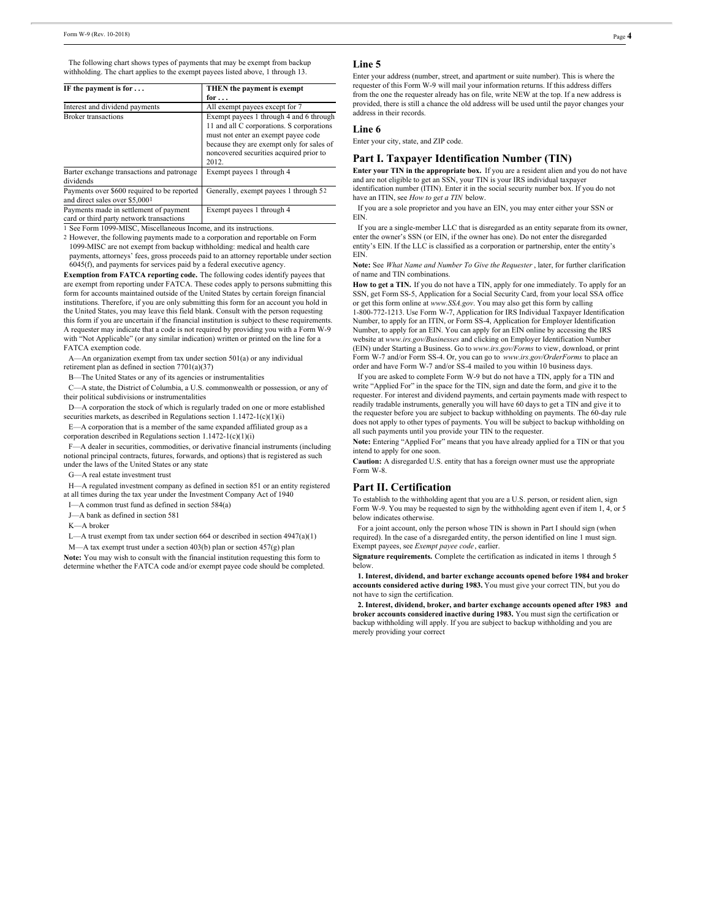The following chart shows types of payments that may be exempt from backup withholding. The chart applies to the exempt payees listed above, 1 through 13.

| IF the payment is for . . . | THEN the payment is exempt for . . . |
|---|---|
| Interest and dividend payments | All exempt payees except for 7 |
| Broker transactions | Exempt payees 1 through 4 and 6 through 11 and all C corporations. S corporations must not enter an exempt payee code because they are exempt only for sales of noncovered securities acquired prior to 2012. |
| Barter exchange transactions and patronage dividends | Exempt payees 1 through 4 |
| Payments over $600 required to be reported and direct sales over $5,000[1] | Generally, exempt payees 1 through 5[2] |
| Payments made in settlement of payment card or third party network transactions | Exempt payees 1 through 4 |

[1] See Form 1099-MISC, Miscellaneous Income, and its instructions.

[2] However, the following payments made to a corporation and reportable on Form 1099-MISC are not exempt from backup withholding: medical and health care payments, attorneys' fees, gross proceeds paid to an attorney reportable under section 6045(f), and payments for services paid by a federal executive agency.

**Exemption from FATCA reporting code.** The following codes identify payees that are exempt from reporting under FATCA. These codes apply to persons submitting this form for accounts maintained outside of the United States by certain foreign financial institutions. Therefore, if you are only submitting this form for an account you hold in the United States, you may leave this field blank. Consult with the person requesting this form if you are uncertain if the financial institution is subject to these requirements. A requester may indicate that a code is not required by providing you with a Form W-9 with "Not Applicable" (or any similar indication) written or printed on the line for a FATCA exemption code.

A—An organization exempt from tax under section 501(a) or any individual retirement plan as defined in section 7701(a)(37)

B—The United States or any of its agencies or instrumentalities

C—A state, the District of Columbia, a U.S. commonwealth or possession, or any of their political subdivisions or instrumentalities

D—A corporation the stock of which is regularly traded on one or more established securities markets, as described in Regulations section 1.1472-1(c)(1)(i)

E—A corporation that is a member of the same expanded affiliated group as a corporation described in Regulations section 1.1472-1(c)(1)(i)

F—A dealer in securities, commodities, or derivative financial instruments (including notional principal contracts, futures, forwards, and options) that is registered as such under the laws of the United States or any state

G—A real estate investment trust

H—A regulated investment company as defined in section 851 or an entity registered at all times during the tax year under the Investment Company Act of 1940

I—A common trust fund as defined in section 584(a)

J—A bank as defined in section 581

K—A broker

L—A trust exempt from tax under section 664 or described in section 4947(a)(1)

M—A tax exempt trust under a section 403(b) plan or section 457(g) plan

**Note:** You may wish to consult with the financial institution requesting this form to determine whether the FATCA code and/or exempt payee code should be completed.

## Line 5

Enter your address (number, street, and apartment or suite number). This is where the requester of this Form W-9 will mail your information returns. If this address differs from the one the requester already has on file, write NEW at the top. If a new address is provided, there is still a chance the old address will be used until the payor changes your address in their records.

## Line 6

Enter your city, state, and ZIP code.

## Part I. Taxpayer Identification Number (TIN)

**Enter your TIN in the appropriate box.** If you are a resident alien and you do not have and are not eligible to get an SSN, your TIN is your IRS individual taxpayer identification number (ITIN). Enter it in the social security number box. If you do not have an ITIN, see *How to get a TIN* below.

If you are a sole proprietor and you have an EIN, you may enter either your SSN or EIN.

If you are a single-member LLC that is disregarded as an entity separate from its owner, enter the owner's SSN (or EIN, if the owner has one). Do not enter the disregarded entity's EIN. If the LLC is classified as a corporation or partnership, enter the entity's EIN.

**Note:** See *What Name and Number To Give the Requester* , later, for further clarification of name and TIN combinations.

**How to get a TIN.** If you do not have a TIN, apply for one immediately. To apply for an SSN, get Form SS-5, Application for a Social Security Card, from your local SSA office or get this form online at *www.SSA.gov*. You may also get this form by calling 1-800-772-1213. Use Form W-7, Application for IRS Individual Taxpayer Identification Number, to apply for an ITIN, or Form SS-4, Application for Employer Identification Number, to apply for an EIN. You can apply for an EIN online by accessing the IRS website at *www.irs.gov/Businesses* and clicking on Employer Identification Number (EIN) under Starting a Business. Go to *www.irs.gov/Forms* to view, download, or print Form W-7 and/or Form SS-4. Or, you can go to *www.irs.gov/OrderForms* to place an order and have Form W-7 and/or SS-4 mailed to you within 10 business days.

If you are asked to complete Form W-9 but do not have a TIN, apply for a TIN and write "Applied For" in the space for the TIN, sign and date the form, and give it to the requester. For interest and dividend payments, and certain payments made with respect to readily tradable instruments, generally you will have 60 days to get a TIN and give it to the requester before you are subject to backup withholding on payments. The 60-day rule does not apply to other types of payments. You will be subject to backup withholding on all such payments until you provide your TIN to the requester.

**Note:** Entering "Applied For" means that you have already applied for a TIN or that you intend to apply for one soon.

**Caution:** A disregarded U.S. entity that has a foreign owner must use the appropriate Form W-8.

## Part II. Certification

To establish to the withholding agent that you are a U.S. person, or resident alien, sign Form W-9. You may be requested to sign by the withholding agent even if item 1, 4, or 5 below indicates otherwise.

For a joint account, only the person whose TIN is shown in Part I should sign (when required). In the case of a disregarded entity, the person identified on line 1 must sign. Exempt payees, see *Exempt payee code*, earlier.

**Signature requirements.** Complete the certification as indicated in items 1 through 5 below.

**1. Interest, dividend, and barter exchange accounts opened before 1984 and broker accounts considered active during 1983.** You must give your correct TIN, but you do not have to sign the certification.

**2. Interest, dividend, broker, and barter exchange accounts opened after 1983 and broker accounts considered inactive during 1983.** You must sign the certification or backup withholding will apply. If you are subject to backup withholding and you are merely providing your correct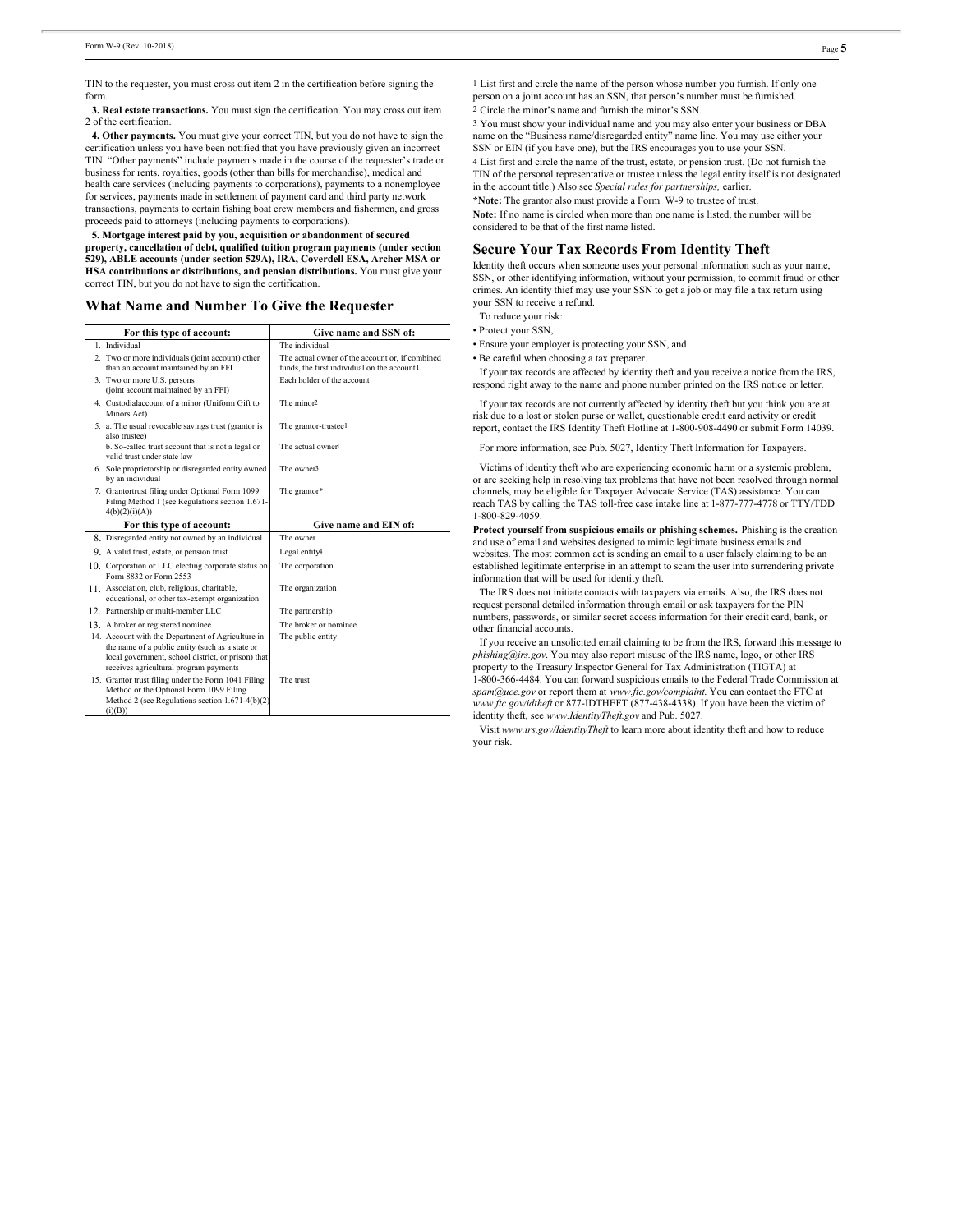TIN to the requester, you must cross out item 2 in the certification before signing the form.

**3. Real estate transactions.** You must sign the certification. You may cross out item 2 of the certification.

**4. Other payments.** You must give your correct TIN, but you do not have to sign the certification unless you have been notified that you have previously given an incorrect TIN. "Other payments" include payments made in the course of the requester's trade or business for rents, royalties, goods (other than bills for merchandise), medical and health care services (including payments to corporations), payments to a nonemployee for services, payments made in settlement of payment card and third party network transactions, payments to certain fishing boat crew members and fishermen, and gross proceeds paid to attorneys (including payments to corporations).

**5. Mortgage interest paid by you, acquisition or abandonment of secured property, cancellation of debt, qualified tuition program payments (under section 529), ABLE accounts (under section 529A), IRA, Coverdell ESA, Archer MSA or HSA contributions or distributions, and pension distributions.** You must give your correct TIN, but you do not have to sign the certification.

## What Name and Number To Give the Requester

| For this type of account: | Give name and SSN of: |
|---|---|
| 1. Individual | The individual |
| 2. Two or more individuals (joint account) other than an account maintained by an FFI | The actual owner of the account or, if combined funds, the first individual on the account[1] |
| 3. Two or more U.S. persons (joint account maintained by an FFI) | Each holder of the account |
| 4. Custodialaccount of a minor (Uniform Gift to Minors Act) | The minor[2] |
| 5. a. The usual revocable savings trust (grantor is also trustee) | The grantor-trustee[1] |
| b. So-called trust account that is not a legal or valid trust under state law | The actual owner[1] |
| 6. Sole proprietorship or disregarded entity owned by an individual | The owner[3] |
| 7. Grantortrust filing under Optional Form 1099 Filing Method 1 (see Regulations section 1.671-4(b)(2)(i)(A)) | The grantor* |
| **For this type of account:** | **Give name and EIN of:** |
| 8. Disregarded entity not owned by an individual | The owner |
| 9. A valid trust, estate, or pension trust | Legal entity[4] |
| 10. Corporation or LLC electing corporate status on Form 8832 or Form 2553 | The corporation |
| 11. Association, club, religious, charitable, educational, or other tax-exempt organization | The organization |
| 12. Partnership or multi-member LLC | The partnership |
| 13. A broker or registered nominee | The broker or nominee |
| 14. Account with the Department of Agriculture in the name of a public entity (such as a state or local government, school district, or prison) that receives agricultural program payments | The public entity |
| 15. Grantor trust filing under the Form 1041 Filing Method or the Optional Form 1099 Filing Method 2 (see Regulations section 1.671-4(b)(2)(i)(B)) | The trust |

[1] List first and circle the name of the person whose number you furnish. If only one person on a joint account has an SSN, that person's number must be furnished.

[2] Circle the minor's name and furnish the minor's SSN.

[3] You must show your individual name and you may also enter your business or DBA name on the "Business name/disregarded entity" name line. You may use either your SSN or EIN (if you have one), but the IRS encourages you to use your SSN.

[4] List first and circle the name of the trust, estate, or pension trust. (Do not furnish the TIN of the personal representative or trustee unless the legal entity itself is not designated in the account title.) Also see *Special rules for partnerships,* earlier.

***Note:** The grantor also must provide a Form W-9 to trustee of trust.

**Note:** If no name is circled when more than one name is listed, the number will be considered to be that of the first name listed.

## Secure Your Tax Records From Identity Theft

Identity theft occurs when someone uses your personal information such as your name, SSN, or other identifying information, without your permission, to commit fraud or other crimes. An identity thief may use your SSN to get a job or may file a tax return using your SSN to receive a refund.

To reduce your risk:

- Protect your SSN,
- Ensure your employer is protecting your SSN, and
- Be careful when choosing a tax preparer.

If your tax records are affected by identity theft and you receive a notice from the IRS, respond right away to the name and phone number printed on the IRS notice or letter.

If your tax records are not currently affected by identity theft but you think you are at risk due to a lost or stolen purse or wallet, questionable credit card activity or credit report, contact the IRS Identity Theft Hotline at 1-800-908-4490 or submit Form 14039.

For more information, see Pub. 5027, Identity Theft Information for Taxpayers.

Victims of identity theft who are experiencing economic harm or a systemic problem, or are seeking help in resolving tax problems that have not been resolved through normal channels, may be eligible for Taxpayer Advocate Service (TAS) assistance. You can reach TAS by calling the TAS toll-free case intake line at 1-877-777-4778 or TTY/TDD 1-800-829-4059.

**Protect yourself from suspicious emails or phishing schemes.** Phishing is the creation and use of email and websites designed to mimic legitimate business emails and websites. The most common act is sending an email to a user falsely claiming to be an established legitimate enterprise in an attempt to scam the user into surrendering private information that will be used for identity theft.

The IRS does not initiate contacts with taxpayers via emails. Also, the IRS does not request personal detailed information through email or ask taxpayers for the PIN numbers, passwords, or similar secret access information for their credit card, bank, or other financial accounts.

If you receive an unsolicited email claiming to be from the IRS, forward this message to *phishing@irs.gov*. You may also report misuse of the IRS name, logo, or other IRS property to the Treasury Inspector General for Tax Administration (TIGTA) at 1-800-366-4484. You can forward suspicious emails to the Federal Trade Commission at *spam@uce.gov* or report them at *www.ftc.gov/complaint.* You can contact the FTC at *www.ftc.gov/idtheft* or 877-IDTHEFT (877-438-4338). If you have been the victim of identity theft, see *www.IdentityTheft.gov* and Pub. 5027.

Visit *www.irs.gov/IdentityTheft* to learn more about identity theft and how to reduce your risk.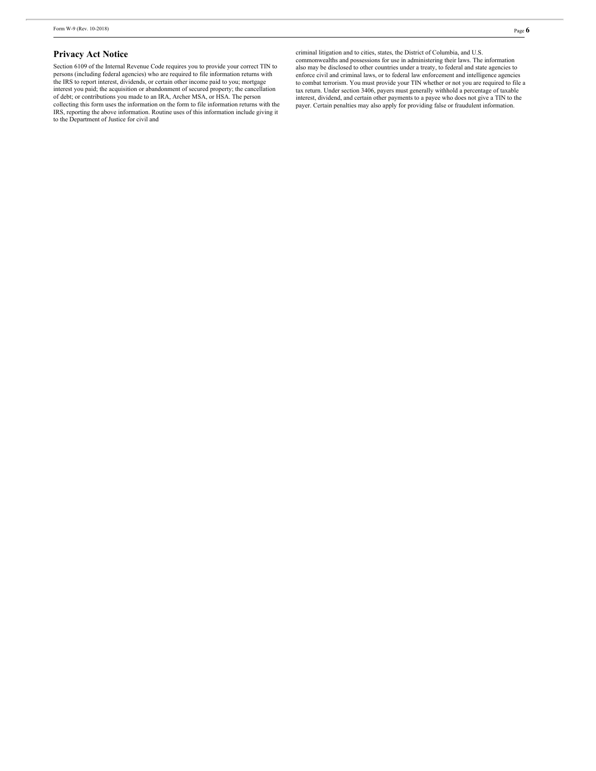## Privacy Act Notice

Section 6109 of the Internal Revenue Code requires you to provide your correct TIN to persons (including federal agencies) who are required to file information returns with the IRS to report interest, dividends, or certain other income paid to you; mortgage interest you paid; the acquisition or abandonment of secured property; the cancellation of debt; or contributions you made to an IRA, Archer MSA, or HSA. The person collecting this form uses the information on the form to file information returns with the IRS, reporting the above information. Routine uses of this information include giving it to the Department of Justice for civil and criminal litigation and to cities, states, the District of Columbia, and U.S. commonwealths and possessions for use in administering their laws. The information also may be disclosed to other countries under a treaty, to federal and state agencies to enforce civil and criminal laws, or to federal law enforcement and intelligence agencies to combat terrorism. You must provide your TIN whether or not you are required to file a tax return. Under section 3406, payers must generally withhold a percentage of taxable interest, dividend, and certain other payments to a payee who does not give a TIN to the payer. Certain penalties may also apply for providing false or fraudulent information.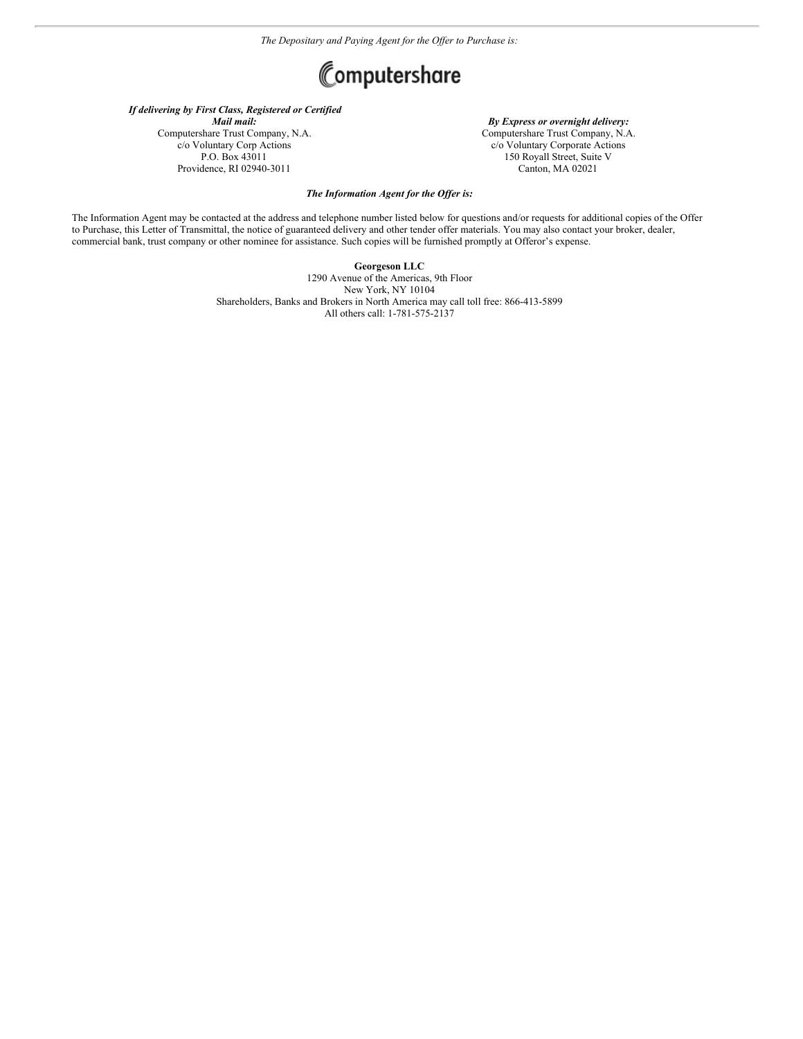*The Depositary and Paying Agent for the Offer to Purchase is:*

Computershare

***If delivering by First Class, Registered or Certified Mail mail:***
Computershare Trust Company, N.A.
c/o Voluntary Corp Actions
P.O. Box 43011
Providence, RI 02940-3011

***By Express or overnight delivery:***
Computershare Trust Company, N.A.
c/o Voluntary Corporate Actions
150 Royall Street, Suite V
Canton, MA 02021

***The Information Agent for the Offer is:***

The Information Agent may be contacted at the address and telephone number listed below for questions and/or requests for additional copies of the Offer to Purchase, this Letter of Transmittal, the notice of guaranteed delivery and other tender offer materials. You may also contact your broker, dealer, commercial bank, trust company or other nominee for assistance. Such copies will be furnished promptly at Offeror's expense.

**Georgeson LLC**
1290 Avenue of the Americas, 9th Floor
New York, NY 10104
Shareholders, Banks and Brokers in North America may call toll free: 866-413-5899
All others call: 1-781-575-2137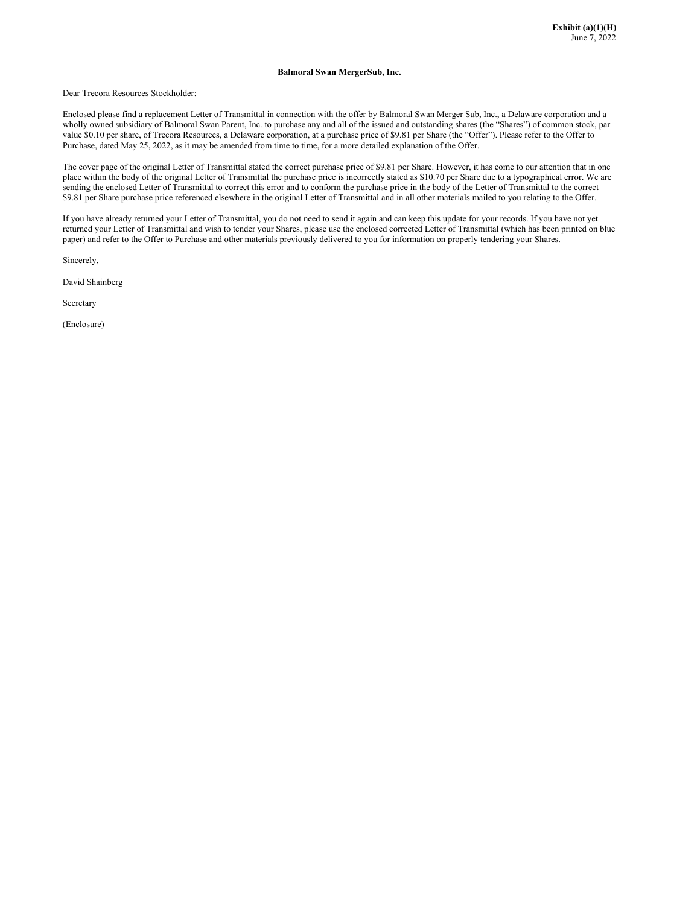**Exhibit (a)(1)(H)**
June 7, 2022

**Balmoral Swan MergerSub, Inc.**

Dear Trecora Resources Stockholder:

Enclosed please find a replacement Letter of Transmittal in connection with the offer by Balmoral Swan Merger Sub, Inc., a Delaware corporation and a wholly owned subsidiary of Balmoral Swan Parent, Inc. to purchase any and all of the issued and outstanding shares (the "Shares") of common stock, par value $0.10 per share, of Trecora Resources, a Delaware corporation, at a purchase price of $9.81 per Share (the "Offer"). Please refer to the Offer to Purchase, dated May 25, 2022, as it may be amended from time to time, for a more detailed explanation of the Offer.

The cover page of the original Letter of Transmittal stated the correct purchase price of $9.81 per Share. However, it has come to our attention that in one place within the body of the original Letter of Transmittal the purchase price is incorrectly stated as $10.70 per Share due to a typographical error. We are sending the enclosed Letter of Transmittal to correct this error and to conform the purchase price in the body of the Letter of Transmittal to the correct $9.81 per Share purchase price referenced elsewhere in the original Letter of Transmittal and in all other materials mailed to you relating to the Offer.

If you have already returned your Letter of Transmittal, you do not need to send it again and can keep this update for your records. If you have not yet returned your Letter of Transmittal and wish to tender your Shares, please use the enclosed corrected Letter of Transmittal (which has been printed on blue paper) and refer to the Offer to Purchase and other materials previously delivered to you for information on properly tendering your Shares.

Sincerely,

David Shainberg

Secretary

(Enclosure)